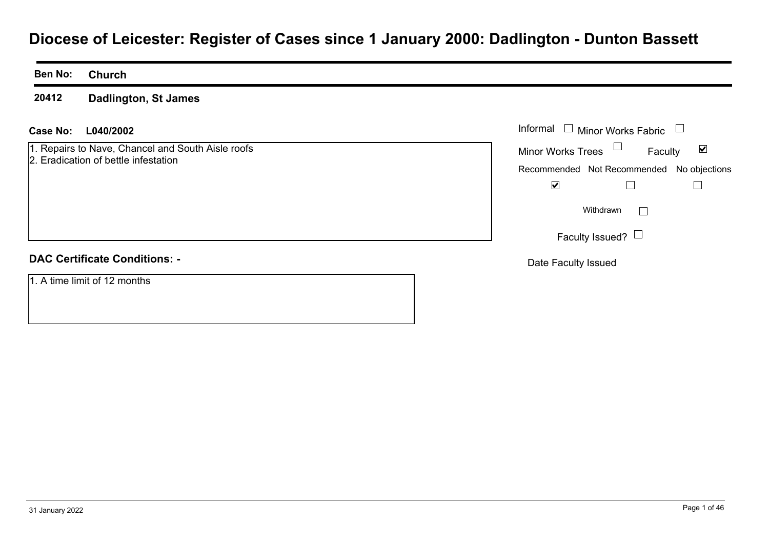# Diocese of Leicester: Register of Cases since 1 January 2000: Dadlington - Dunton Bassett

**Ben No:** **Church**

**20412** **Dadlington, St James**

**Case No:** **L040/2002**

1. Repairs to Nave, Chancel and South Aisle roofs
2. Eradication of bettle infestation

Informal ☐ Minor Works Fabric ☐

Minor Works Trees ☐ Faculty ☑

| Recommended | Not Recommended | No objections |
|---|---|---|
| ☑ | ☐ | ☐ |

Withdrawn ☐

Faculty Issued? ☐

Date Faculty Issued

**DAC Certificate Conditions: -**

1. A time limit of 12 months

31 January 2022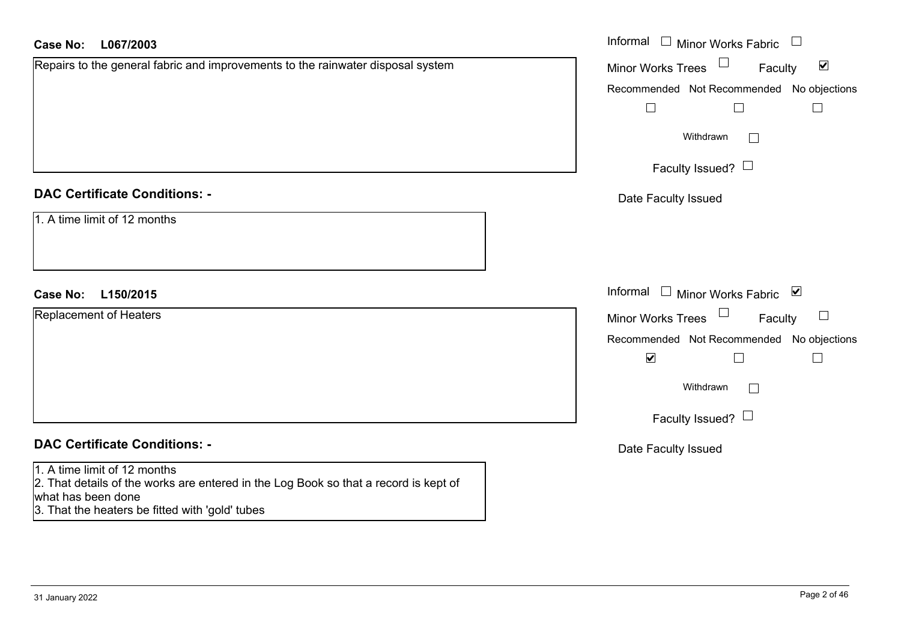**Case No: L067/2003**

Repairs to the general fabric and improvements to the rainwater disposal system

Informal ☐ Minor Works Fabric ☐
Minor Works Trees ☐ Faculty ☑
Recommended ☐ Not Recommended ☐ No objections ☐
Withdrawn ☐
Faculty Issued? ☐
Date Faculty Issued

**DAC Certificate Conditions: -**

1. A time limit of 12 months

**Case No: L150/2015**

Replacement of Heaters

Informal ☐ Minor Works Fabric ☑
Minor Works Trees ☐ Faculty ☐
Recommended ☑ Not Recommended ☐ No objections ☐
Withdrawn ☐
Faculty Issued? ☐
Date Faculty Issued

**DAC Certificate Conditions: -**

1. A time limit of 12 months
2. That details of the works are entered in the Log Book so that a record is kept of what has been done
3. That the heaters be fitted with 'gold' tubes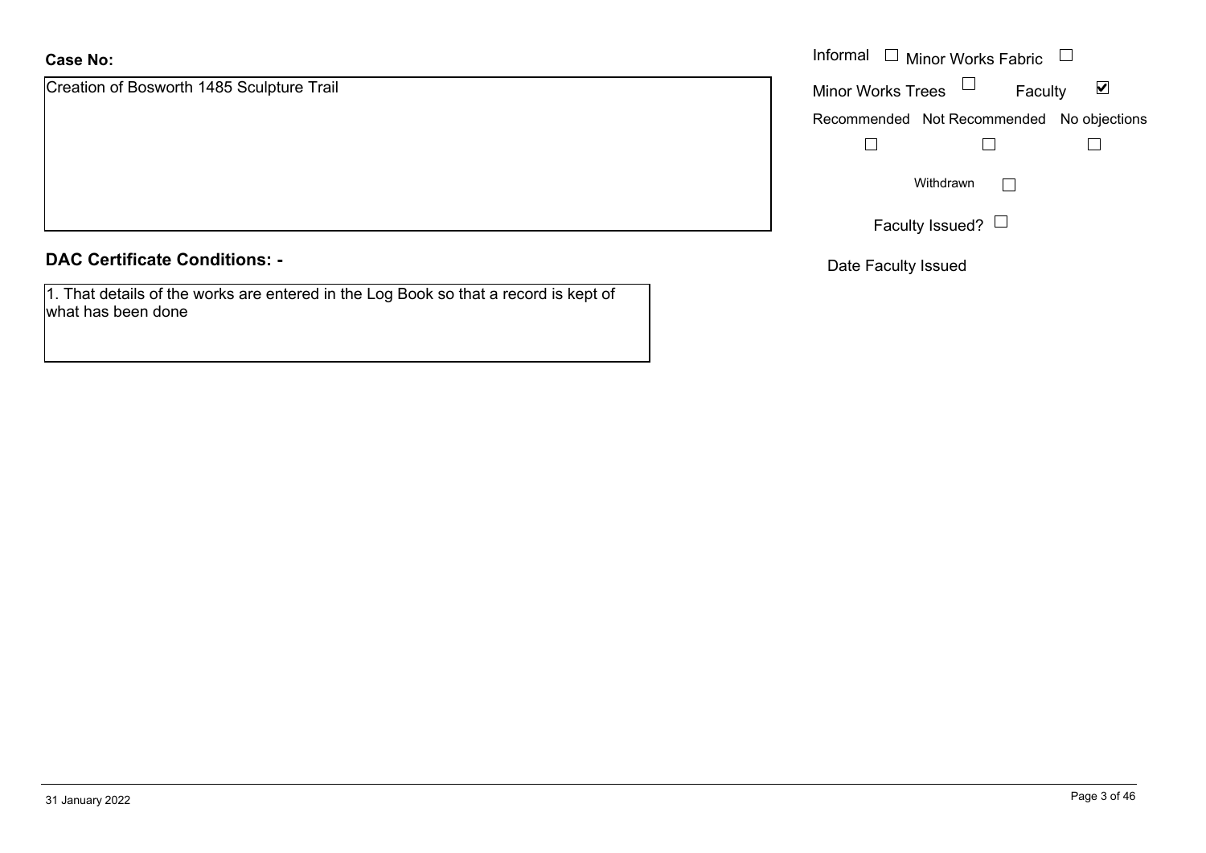**Case No:**

Creation of Bosworth 1485 Sculpture Trail

Informal ☐ Minor Works Fabric ☐

Minor Works Trees ☐ Faculty ☑

Recommended ☐ Not Recommended ☐ No objections ☐

Withdrawn ☐

Faculty Issued? ☐

Date Faculty Issued

**DAC Certificate Conditions: -**

1. That details of the works are entered in the Log Book so that a record is kept of what has been done

31 January 2022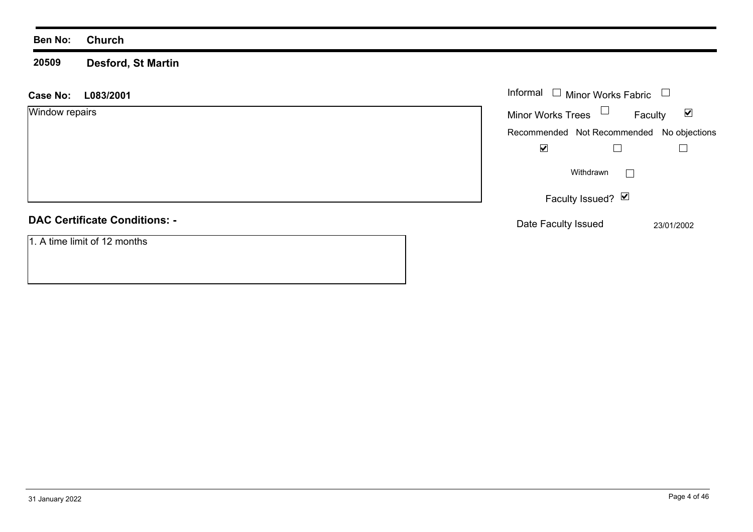**Ben No:** **Church**

**20509** **Desford, St Martin**

**Case No:** **L083/2001**

Window repairs

Informal ☐ Minor Works Fabric ☐

Minor Works Trees ☐ Faculty ☑

| Recommended | Not Recommended | No objections |
| --- | --- | --- |
| ☑ | ☐ | ☐ |

Withdrawn ☐

Faculty Issued? ☑

Date Faculty Issued 23/01/2002

**DAC Certificate Conditions: -**

1. A time limit of 12 months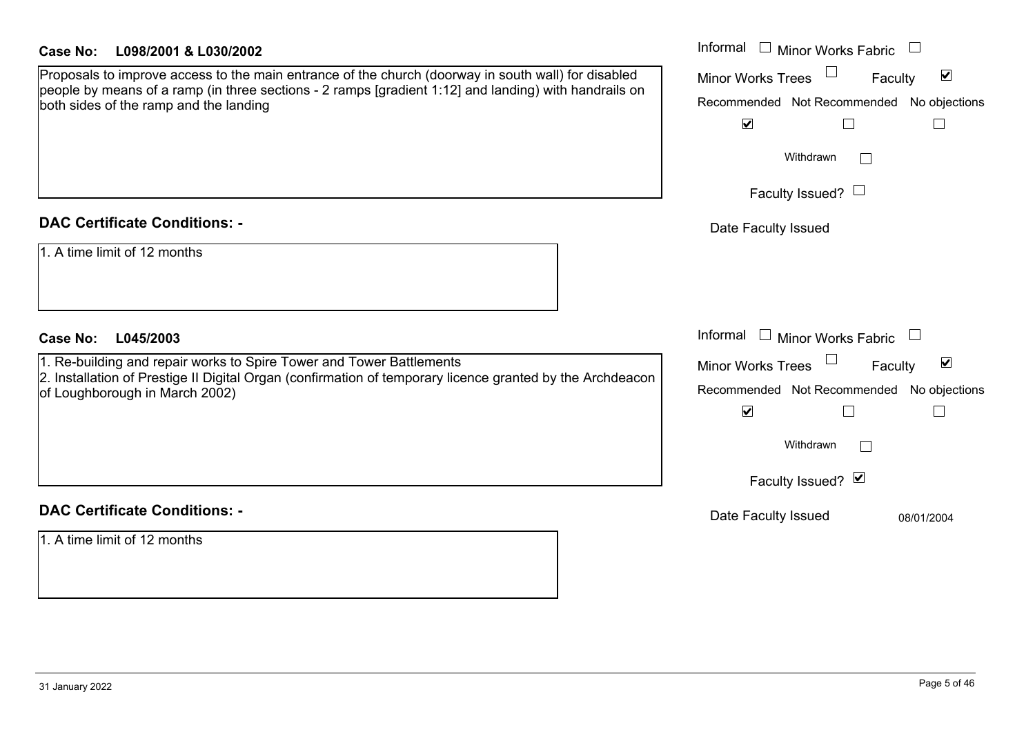**Case No: L098/2001 & L030/2002**

Proposals to improve access to the main entrance of the church (doorway in south wall) for disabled people by means of a ramp (in three sections - 2 ramps [gradient 1:12] and landing) with handrails on both sides of the ramp and the landing

Informal ☐ Minor Works Fabric ☐

Minor Works Trees ☐ Faculty ☑

Recommended ☑ Not Recommended ☐ No objections ☐

Withdrawn ☐

Faculty Issued? ☐

Date Faculty Issued

## DAC Certificate Conditions: -

1. A time limit of 12 months

**Case No: L045/2003**

1. Re-building and repair works to Spire Tower and Tower Battlements
2. Installation of Prestige II Digital Organ (confirmation of temporary licence granted by the Archdeacon of Loughborough in March 2002)

Informal ☐ Minor Works Fabric ☐

Minor Works Trees ☐ Faculty ☑

Recommended ☑ Not Recommended ☐ No objections ☐

Withdrawn ☐

Faculty Issued? ☑

Date Faculty Issued 08/01/2004

## DAC Certificate Conditions: -

1. A time limit of 12 months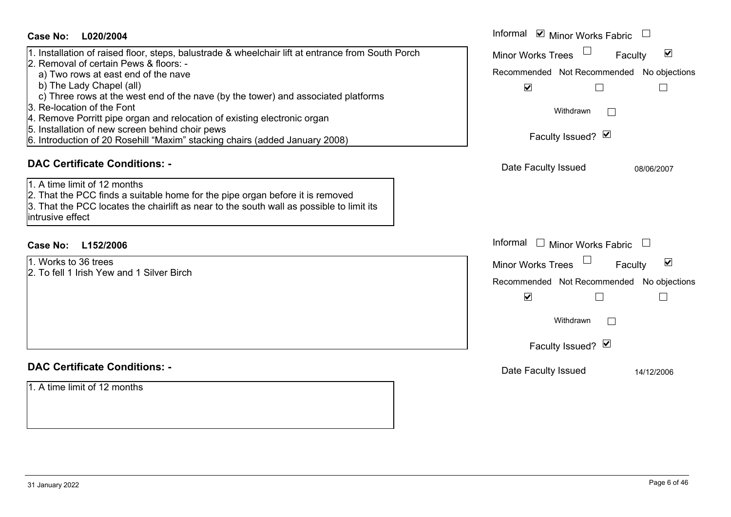**Case No: L020/2004**

1. Installation of raised floor, steps, balustrade & wheelchair lift at entrance from South Porch
2. Removal of certain Pews & floors: -
   a) Two rows at east end of the nave
   b) The Lady Chapel (all)
   c) Three rows at the west end of the nave (by the tower) and associated platforms
3. Re-location of the Font
4. Remove Porritt pipe organ and relocation of existing electronic organ
5. Installation of new screen behind choir pews
6. Introduction of 20 Rosehill "Maxim" stacking chairs (added January 2008)

Informal ☑ Minor Works Fabric ☐
Minor Works Trees ☐ Faculty ☑

| Recommended | Not Recommended | No objections |
|---|---|---|
| ☑ | ☐ | ☐ |

Withdrawn ☐

Faculty Issued? ☑

Date Faculty Issued 08/06/2007

**DAC Certificate Conditions: -**

1. A time limit of 12 months
2. That the PCC finds a suitable home for the pipe organ before it is removed
3. That the PCC locates the chairlift as near to the south wall as possible to limit its intrusive effect

**Case No: L152/2006**

1. Works to 36 trees
2. To fell 1 Irish Yew and 1 Silver Birch

Informal ☐ Minor Works Fabric ☐
Minor Works Trees ☐ Faculty ☑

| Recommended | Not Recommended | No objections |
|---|---|---|
| ☑ | ☐ | ☐ |

Withdrawn ☐

Faculty Issued? ☑

Date Faculty Issued 14/12/2006

**DAC Certificate Conditions: -**

1. A time limit of 12 months

31 January 2022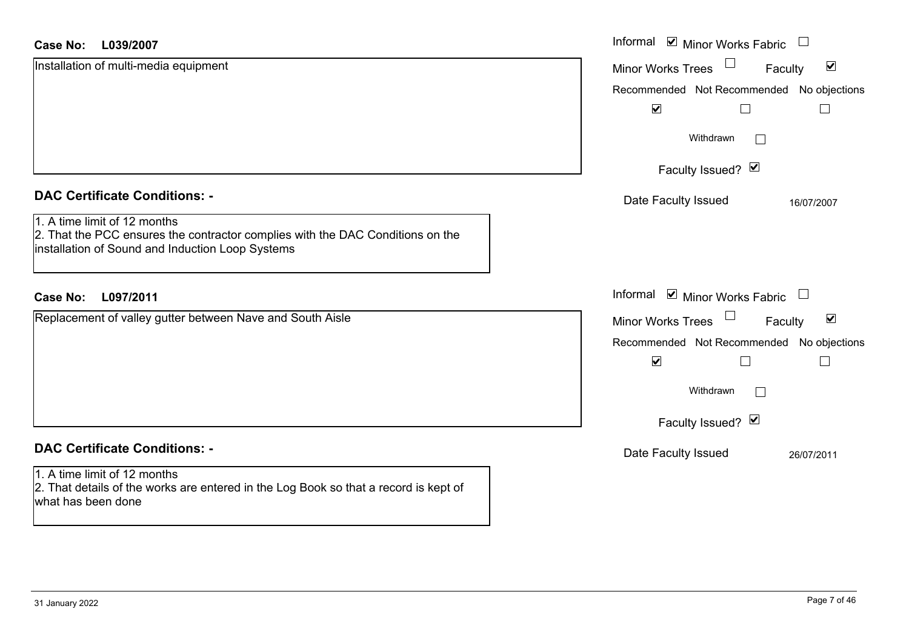**Case No: L039/2007**

Installation of multi-media equipment

Informal ☑ Minor Works Fabric ☐

Minor Works Trees ☐ Faculty ☑

| Recommended | Not Recommended | No objections |
|---|---|---|
| ☑ | ☐ | ☐ |

Withdrawn ☐

Faculty Issued? ☑

Date Faculty Issued 16/07/2007

**DAC Certificate Conditions: -**

1. A time limit of 12 months
2. That the PCC ensures the contractor complies with the DAC Conditions on the installation of Sound and Induction Loop Systems

**Case No: L097/2011**

Replacement of valley gutter between Nave and South Aisle

Informal ☑ Minor Works Fabric ☐

Minor Works Trees ☐ Faculty ☑

| Recommended | Not Recommended | No objections |
|---|---|---|
| ☑ | ☐ | ☐ |

Withdrawn ☐

Faculty Issued? ☑

Date Faculty Issued 26/07/2011

**DAC Certificate Conditions: -**

1. A time limit of 12 months
2. That details of the works are entered in the Log Book so that a record is kept of what has been done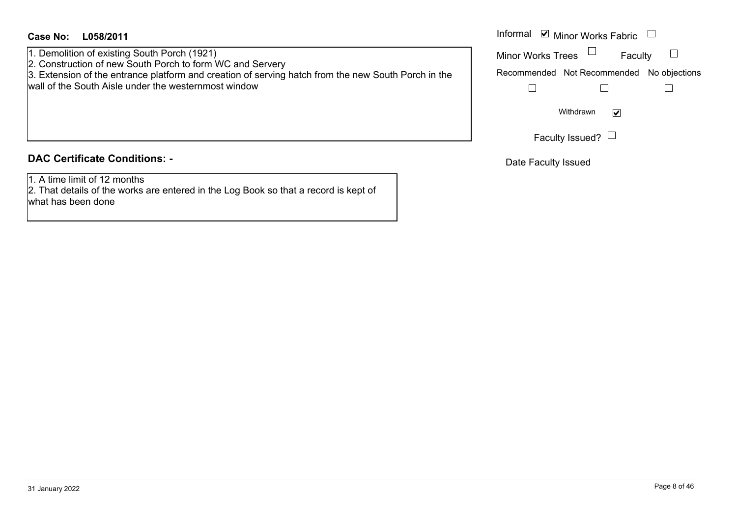**Case No: L058/2011**

1. Demolition of existing South Porch (1921)
2. Construction of new South Porch to form WC and Servery
3. Extension of the entrance platform and creation of serving hatch from the new South Porch in the wall of the South Aisle under the westernmost window

Informal ☑ Minor Works Fabric ☐

Minor Works Trees ☐ Faculty ☐

Recommended ☐ Not Recommended ☐ No objections ☐

Withdrawn ☑

Faculty Issued? ☐

Date Faculty Issued

## DAC Certificate Conditions: -

1. A time limit of 12 months
2. That details of the works are entered in the Log Book so that a record is kept of what has been done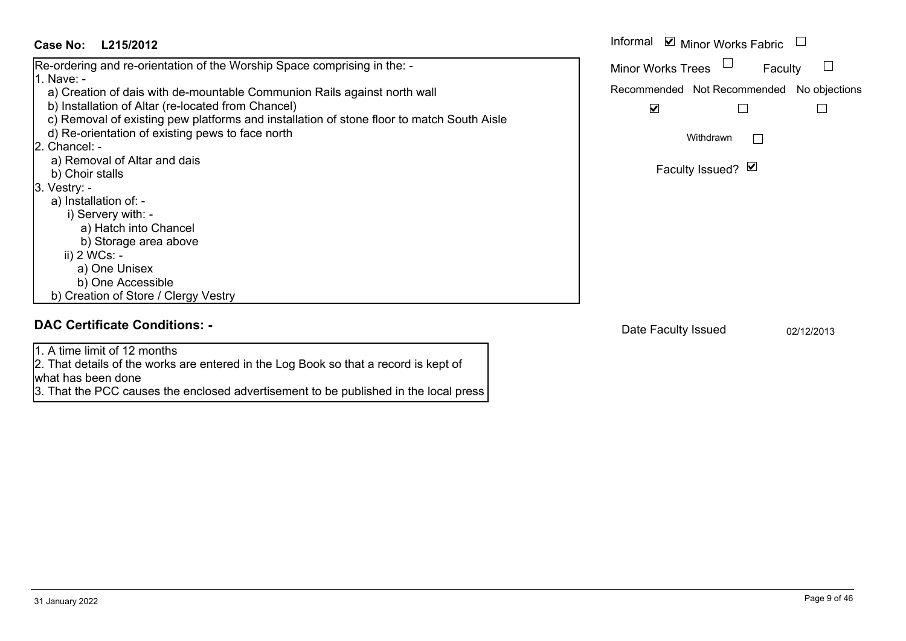**Case No: L215/2012**

Informal ☑ Minor Works Fabric ☐

Minor Works Trees ☐ Faculty ☐

Recommended ☑ Not Recommended ☐ No objections ☐

Withdrawn ☐

Faculty Issued? ☑

Re-ordering and re-orientation of the Worship Space comprising in the: -

1. Nave: -
   a) Creation of dais with de-mountable Communion Rails against north wall
   b) Installation of Altar (re-located from Chancel)
   c) Removal of existing pew platforms and installation of stone floor to match South Aisle
   d) Re-orientation of existing pews to face north
2. Chancel: -
   a) Removal of Altar and dais
   b) Choir stalls
3. Vestry: -
   a) Installation of: -
      i) Servery with: -
         a) Hatch into Chancel
         b) Storage area above
      ii) 2 WCs: -
         a) One Unisex
         b) One Accessible
   b) Creation of Store / Clergy Vestry

## DAC Certificate Conditions: -

1. A time limit of 12 months
2. That details of the works are entered in the Log Book so that a record is kept of what has been done
3. That the PCC causes the enclosed advertisement to be published in the local press

Date Faculty Issued 02/12/2013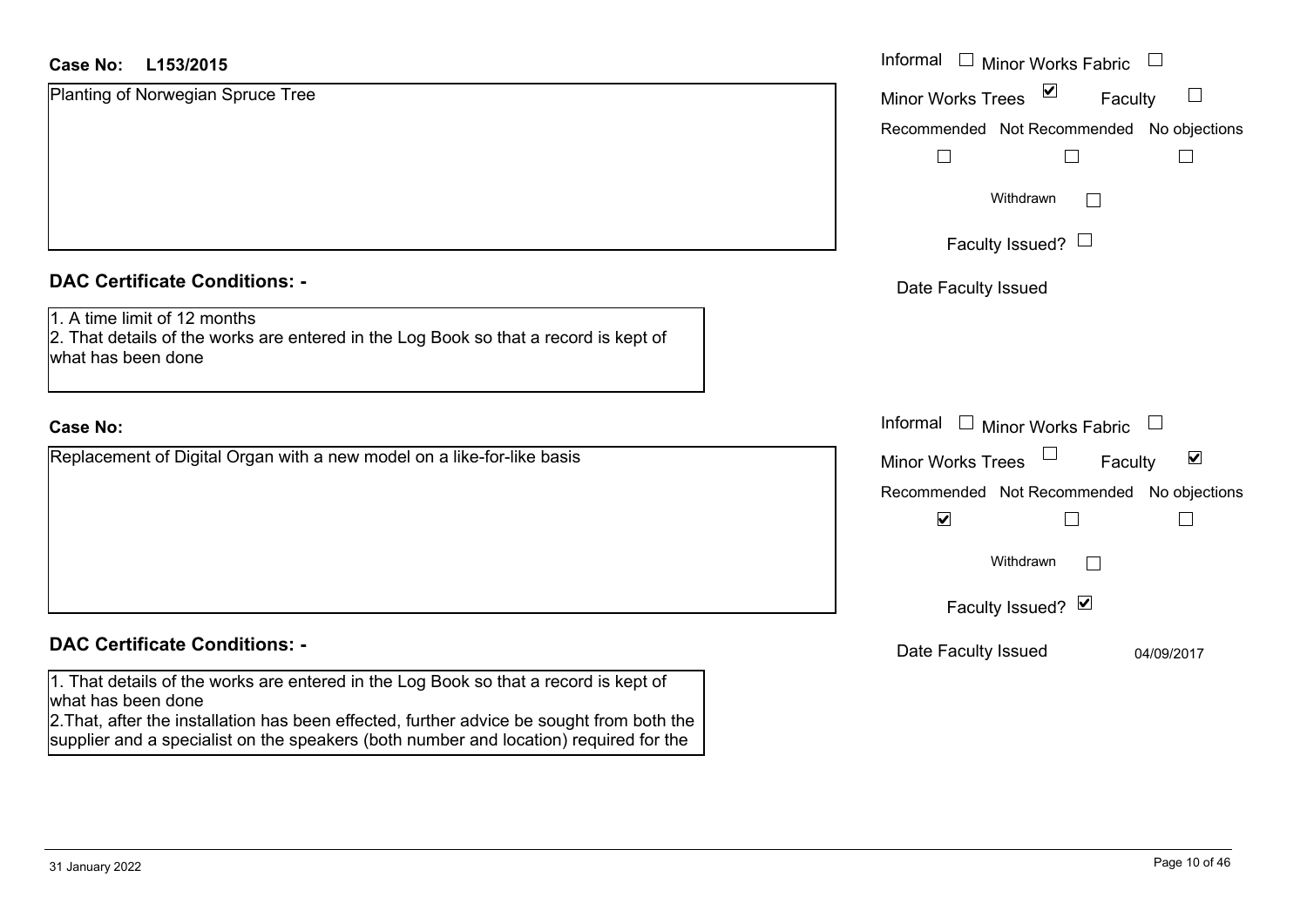**Case No: L153/2015**

Planting of Norwegian Spruce Tree

Informal ☐ Minor Works Fabric ☐
Minor Works Trees ☑ Faculty ☐
Recommended ☐ Not Recommended ☐ No objections ☐
Withdrawn ☐
Faculty Issued? ☐
Date Faculty Issued

**DAC Certificate Conditions: -**

1. A time limit of 12 months
2. That details of the works are entered in the Log Book so that a record is kept of what has been done

**Case No:**

Replacement of Digital Organ with a new model on a like-for-like basis

Informal ☐ Minor Works Fabric ☐
Minor Works Trees ☐ Faculty ☑
Recommended ☑ Not Recommended ☐ No objections ☐
Withdrawn ☐
Faculty Issued? ☑
Date Faculty Issued 04/09/2017

**DAC Certificate Conditions: -**

1. That details of the works are entered in the Log Book so that a record is kept of what has been done
2.That, after the installation has been effected, further advice be sought from both the supplier and a specialist on the speakers (both number and location) required for the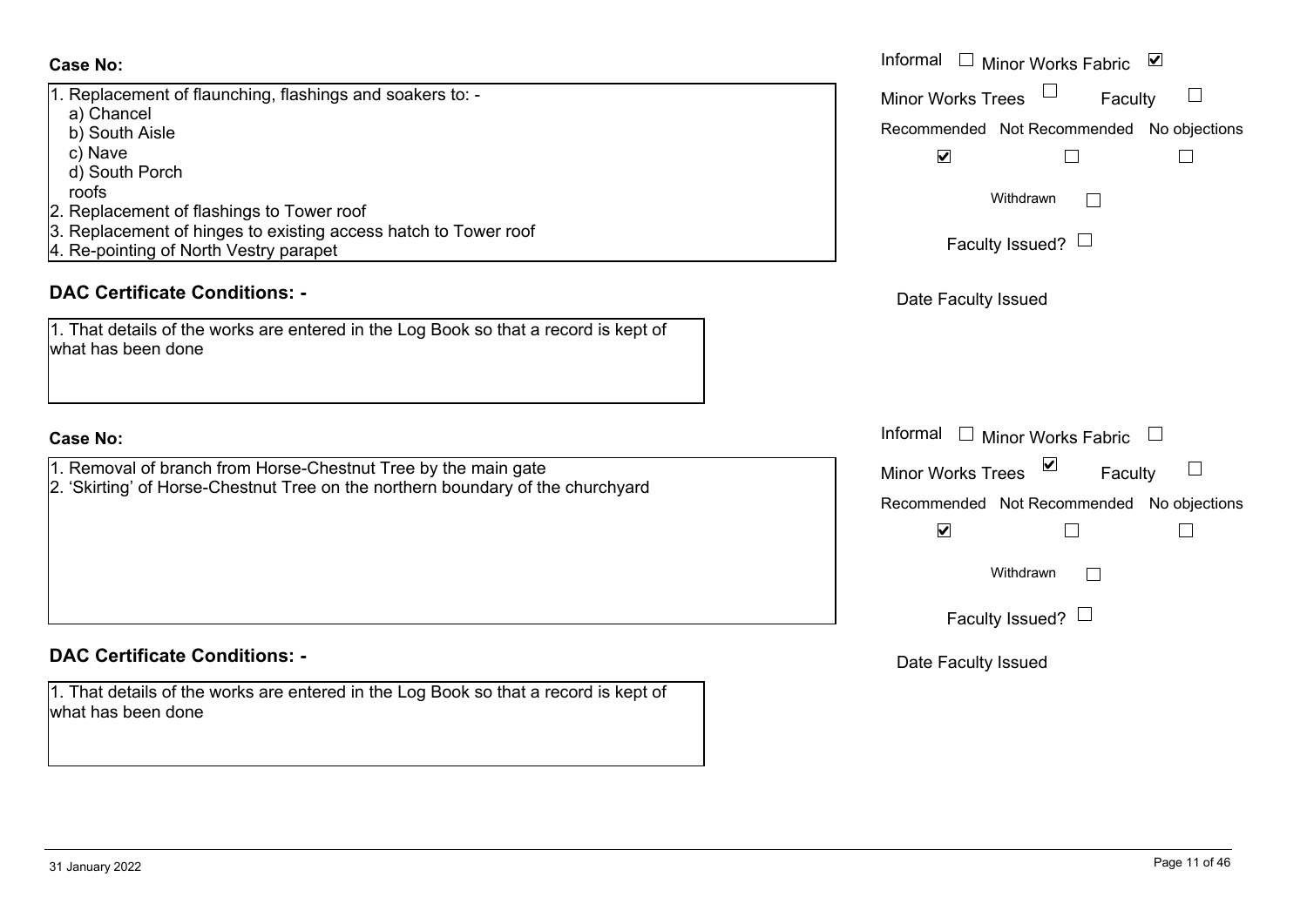**Case No:**

1. Replacement of flaunching, flashings and soakers to: -
   a) Chancel
   b) South Aisle
   c) Nave
   d) South Porch
   roofs
2. Replacement of flashings to Tower roof
3. Replacement of hinges to existing access hatch to Tower roof
4. Re-pointing of North Vestry parapet

Informal ☐ Minor Works Fabric ☑
Minor Works Trees ☐ Faculty ☐

| Recommended | Not Recommended | No objections |
|---|---|---|
| ☑ | ☐ | ☐ |

Withdrawn ☐

Faculty Issued? ☐

Date Faculty Issued

**DAC Certificate Conditions: -**

1. That details of the works are entered in the Log Book so that a record is kept of what has been done

**Case No:**

1. Removal of branch from Horse-Chestnut Tree by the main gate
2. 'Skirting' of Horse-Chestnut Tree on the northern boundary of the churchyard

Informal ☐ Minor Works Fabric ☐
Minor Works Trees ☑ Faculty ☐

| Recommended | Not Recommended | No objections |
|---|---|---|
| ☑ | ☐ | ☐ |

Withdrawn ☐

Faculty Issued? ☐

Date Faculty Issued

**DAC Certificate Conditions: -**

1. That details of the works are entered in the Log Book so that a record is kept of what has been done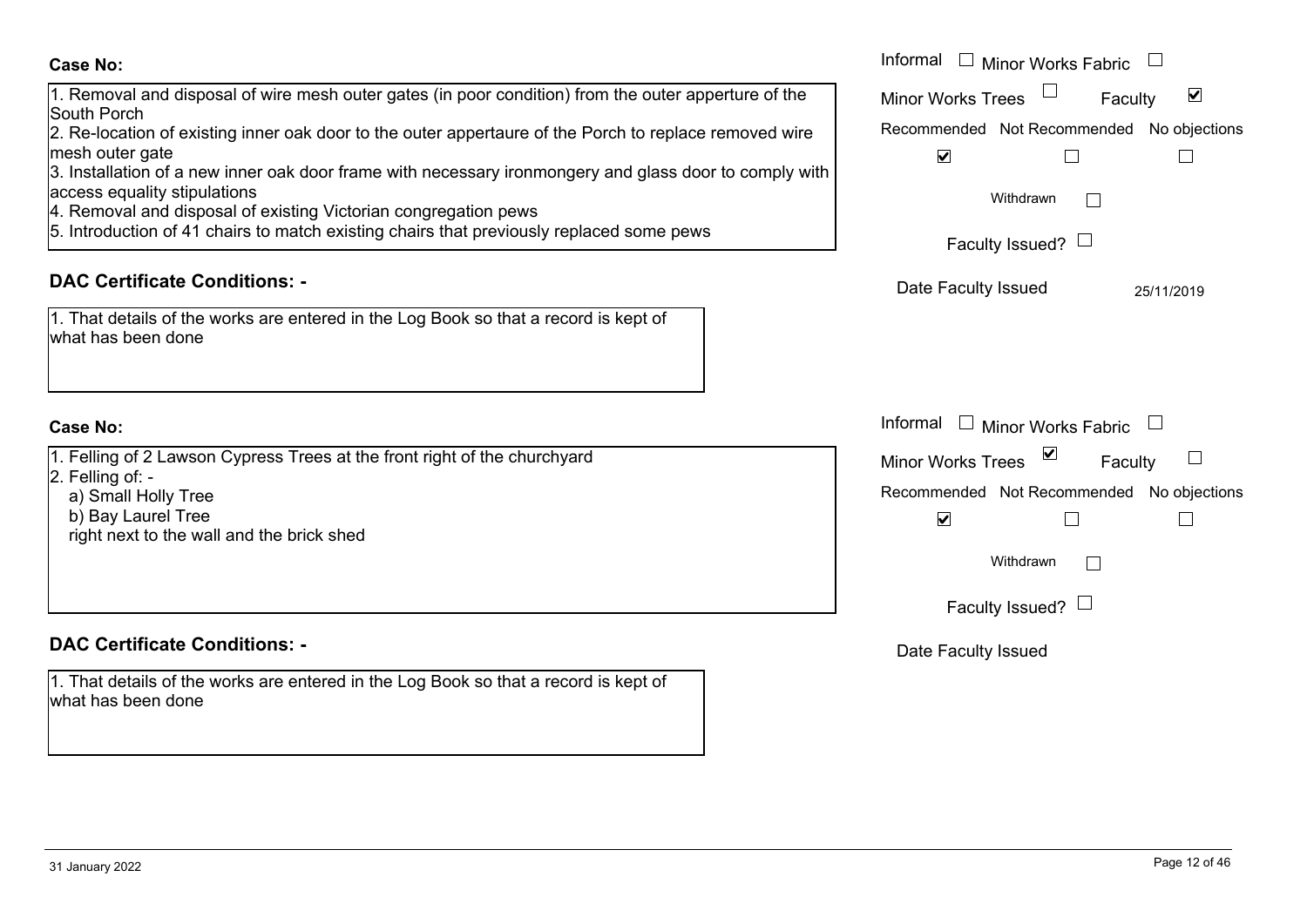**Case No:**

1. Removal and disposal of wire mesh outer gates (in poor condition) from the outer apperture of the South Porch
2. Re-location of existing inner oak door to the outer appertaure of the Porch to replace removed wire mesh outer gate
3. Installation of a new inner oak door frame with necessary ironmongery and glass door to comply with access equality stipulations
4. Removal and disposal of existing Victorian congregation pews
5. Introduction of 41 chairs to match existing chairs that previously replaced some pews

Informal ☐ Minor Works Fabric ☐
Minor Works Trees ☐ Faculty ☑
Recommended ☑ Not Recommended ☐ No objections ☐
Withdrawn ☐
Faculty Issued? ☐
Date Faculty Issued 25/11/2019

**DAC Certificate Conditions: -**

1. That details of the works are entered in the Log Book so that a record is kept of what has been done

**Case No:**

1. Felling of 2 Lawson Cypress Trees at the front right of the churchyard
2. Felling of: -
   a) Small Holly Tree
   b) Bay Laurel Tree
   right next to the wall and the brick shed

Informal ☐ Minor Works Fabric ☐
Minor Works Trees ☑ Faculty ☐
Recommended ☑ Not Recommended ☐ No objections ☐
Withdrawn ☐
Faculty Issued? ☐
Date Faculty Issued

**DAC Certificate Conditions: -**

1. That details of the works are entered in the Log Book so that a record is kept of what has been done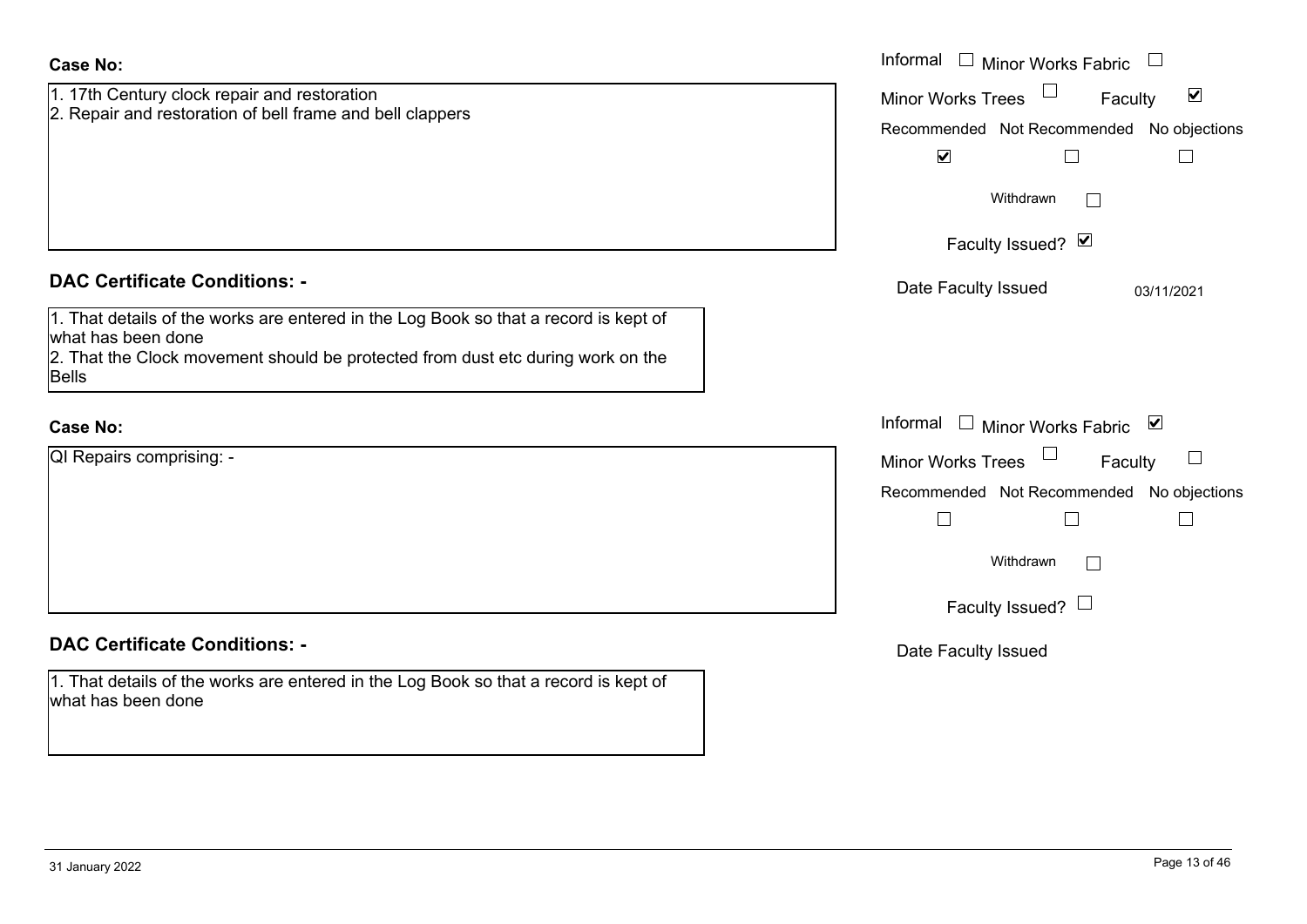**Case No:**

1. 17th Century clock repair and restoration
2. Repair and restoration of bell frame and bell clappers

Informal ☐ Minor Works Fabric ☐
Minor Works Trees ☐ Faculty ☑
Recommended ☑ Not Recommended ☐ No objections ☐
Withdrawn ☐
Faculty Issued? ☑
Date Faculty Issued 03/11/2021

**DAC Certificate Conditions: -**

1. That details of the works are entered in the Log Book so that a record is kept of what has been done
2. That the Clock movement should be protected from dust etc during work on the Bells

**Case No:**

QI Repairs comprising: -

Informal ☐ Minor Works Fabric ☑
Minor Works Trees ☐ Faculty ☐
Recommended ☐ Not Recommended ☐ No objections ☐
Withdrawn ☐
Faculty Issued? ☐
Date Faculty Issued

**DAC Certificate Conditions: -**

1. That details of the works are entered in the Log Book so that a record is kept of what has been done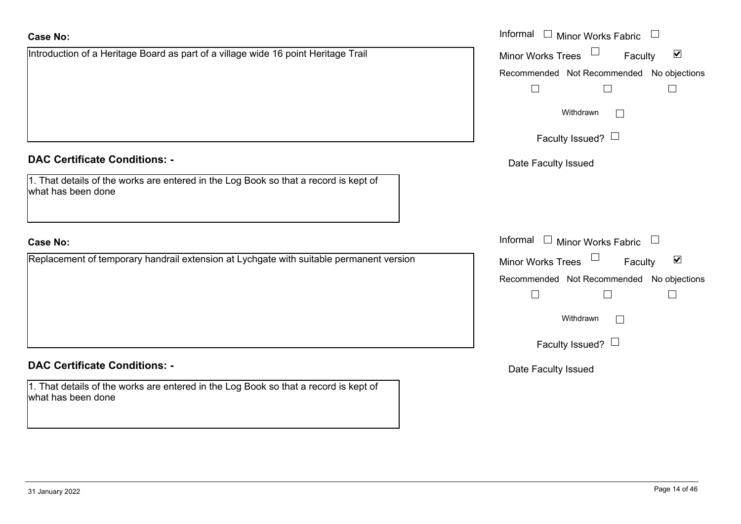**Case No:**

Introduction of a Heritage Board as part of a village wide 16 point Heritage Trail

Informal ☐ Minor Works Fabric ☐
Minor Works Trees ☐ Faculty ☑
Recommended ☐ Not Recommended ☐ No objections ☐
Withdrawn ☐
Faculty Issued? ☐
Date Faculty Issued

**DAC Certificate Conditions: -**

1. That details of the works are entered in the Log Book so that a record is kept of what has been done

**Case No:**

Replacement of temporary handrail extension at Lychgate with suitable permanent version

Informal ☐ Minor Works Fabric ☐
Minor Works Trees ☐ Faculty ☑
Recommended ☐ Not Recommended ☐ No objections ☐
Withdrawn ☐
Faculty Issued? ☐
Date Faculty Issued

**DAC Certificate Conditions: -**

1. That details of the works are entered in the Log Book so that a record is kept of what has been done

31 January 2022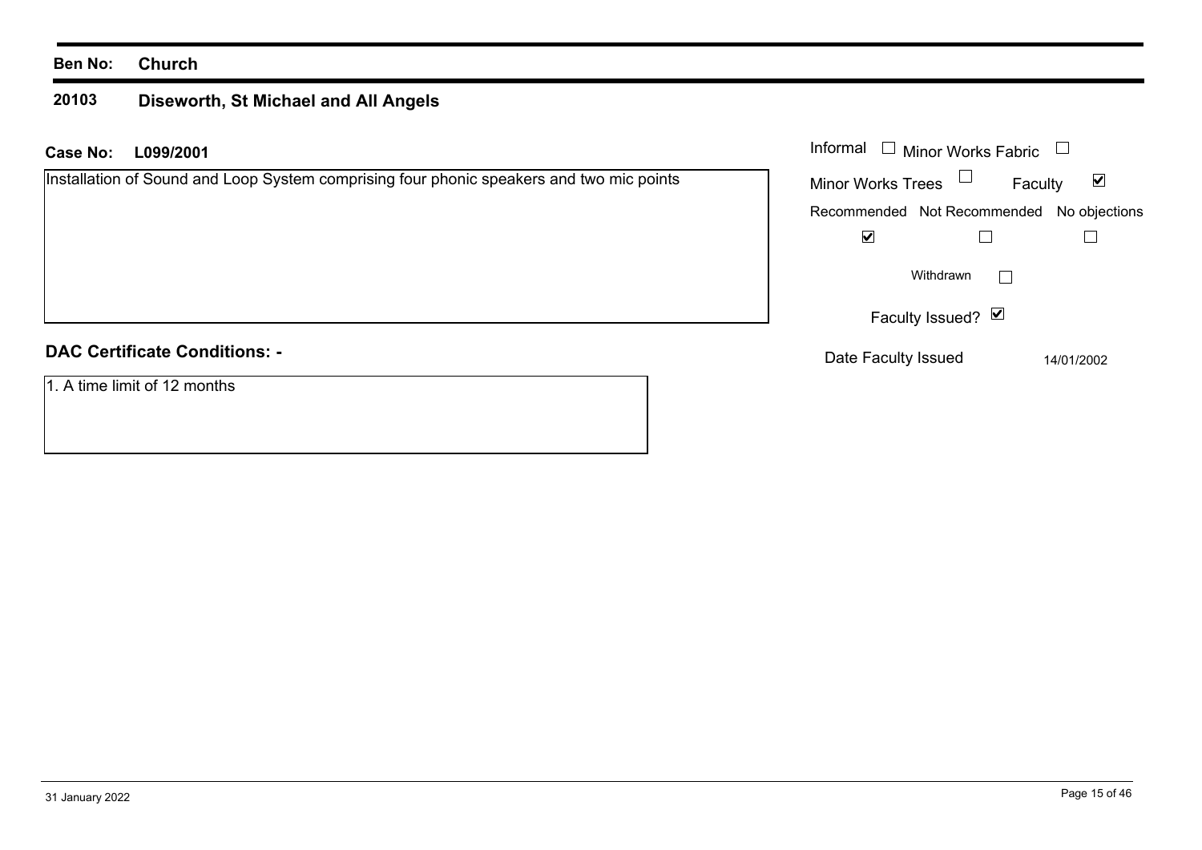**Ben No:** **Church**

## 20103 Diseworth, St Michael and All Angels

**Case No:** **L099/2001**

Installation of Sound and Loop System comprising four phonic speakers and two mic points

| | | |
|---|---|---|
| Informal ☐ | Minor Works Fabric ☐ | |
| Minor Works Trees ☐ | Faculty ☑ | |
| Recommended | Not Recommended | No objections |
| ☑ | ☐ | ☐ |

Withdrawn ☐

Faculty Issued? ☑

Date Faculty Issued 14/01/2002

**DAC Certificate Conditions: -**

1. A time limit of 12 months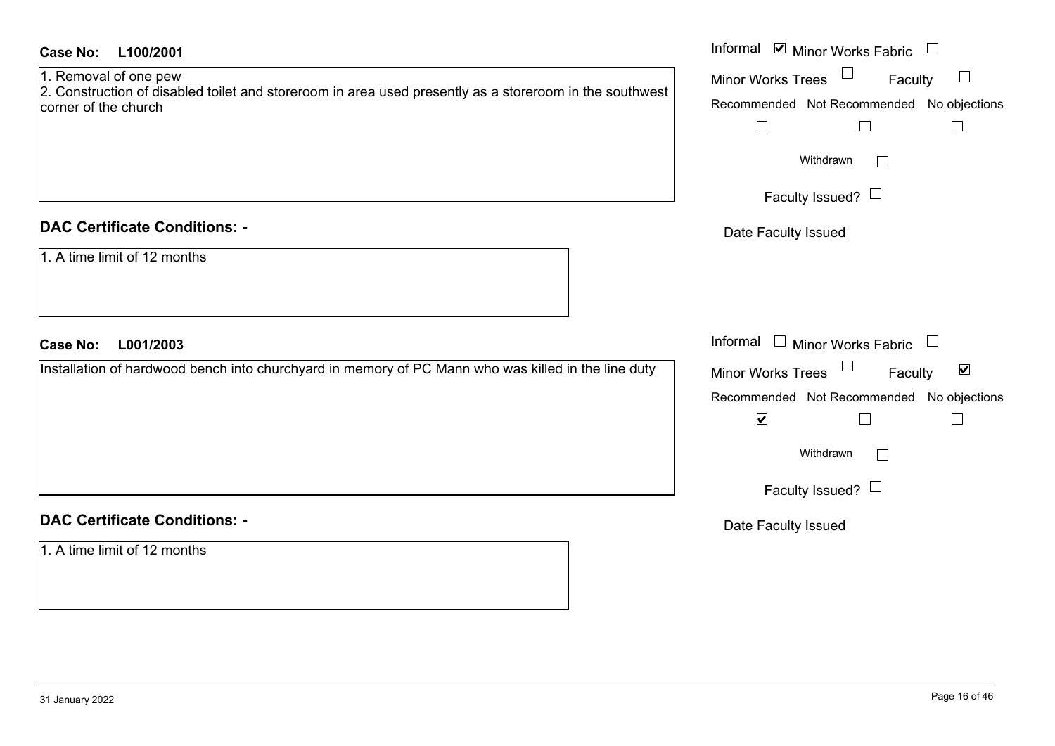**Case No: L100/2001**

1. Removal of one pew
2. Construction of disabled toilet and storeroom in area used presently as a storeroom in the southwest corner of the church

Informal ☑ Minor Works Fabric ☐

Minor Works Trees ☐ Faculty ☐

Recommended ☐ Not Recommended ☐ No objections ☐

Withdrawn ☐

Faculty Issued? ☐

Date Faculty Issued

**DAC Certificate Conditions: -**

1. A time limit of 12 months

**Case No: L001/2003**

Installation of hardwood bench into churchyard in memory of PC Mann who was killed in the line duty

Informal ☐ Minor Works Fabric ☐

Minor Works Trees ☐ Faculty ☑

Recommended ☑ Not Recommended ☐ No objections ☐

Withdrawn ☐

Faculty Issued? ☐

Date Faculty Issued

**DAC Certificate Conditions: -**

1. A time limit of 12 months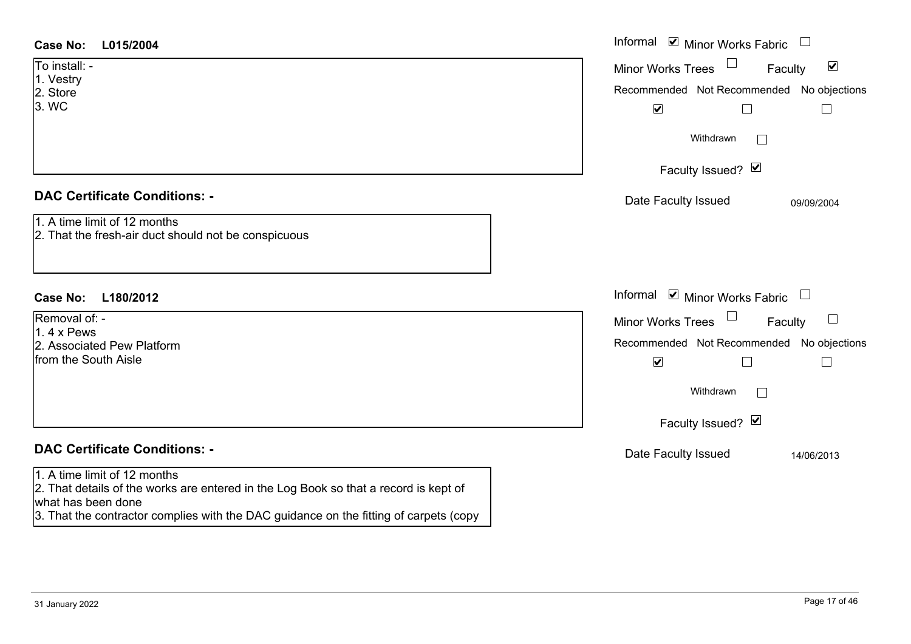**Case No: L015/2004**

To install: -
1. Vestry
2. Store
3. WC

Informal ☑ Minor Works Fabric ☐
Minor Works Trees ☐ Faculty ☑

| Recommended | Not Recommended | No objections |
|---|---|---|
| ☑ | ☐ | ☐ |

Withdrawn ☐

Faculty Issued? ☑

Date Faculty Issued 09/09/2004

## DAC Certificate Conditions: -

1. A time limit of 12 months
2. That the fresh-air duct should not be conspicuous

**Case No: L180/2012**

Removal of: -
1. 4 x Pews
2. Associated Pew Platform
from the South Aisle

Informal ☑ Minor Works Fabric ☐
Minor Works Trees ☐ Faculty ☐

| Recommended | Not Recommended | No objections |
|---|---|---|
| ☑ | ☐ | ☐ |

Withdrawn ☐

Faculty Issued? ☑

Date Faculty Issued 14/06/2013

## DAC Certificate Conditions: -

1. A time limit of 12 months
2. That details of the works are entered in the Log Book so that a record is kept of what has been done
3. That the contractor complies with the DAC guidance on the fitting of carpets (copy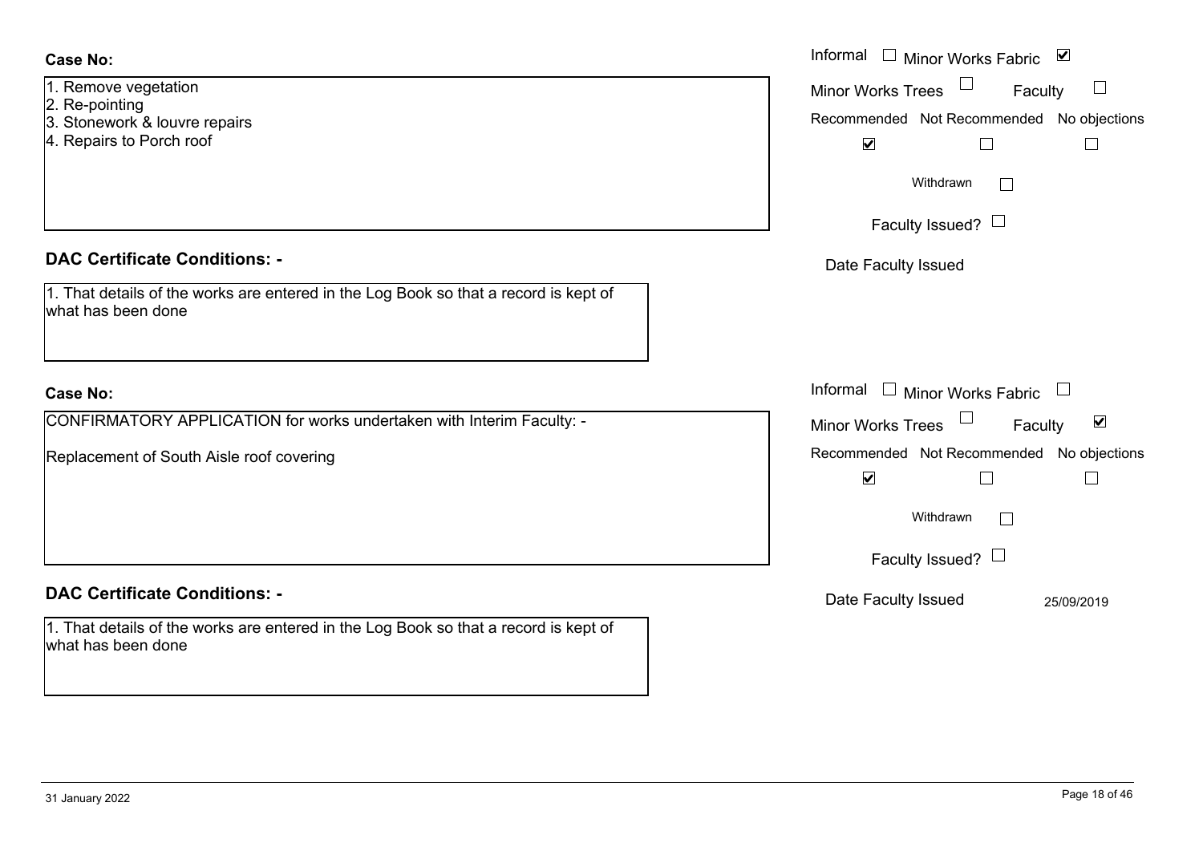**Case No:**

1. Remove vegetation
2. Re-pointing
3. Stonework & louvre repairs
4. Repairs to Porch roof

Informal ☐ Minor Works Fabric ☑
Minor Works Trees ☐ Faculty ☐

| Recommended | Not Recommended | No objections |
|---|---|---|
| ☑ | ☐ | ☐ |

Withdrawn ☐

Faculty Issued? ☐

Date Faculty Issued

**DAC Certificate Conditions: -**

1. That details of the works are entered in the Log Book so that a record is kept of what has been done

**Case No:**

CONFIRMATORY APPLICATION for works undertaken with Interim Faculty: -

Replacement of South Aisle roof covering

Informal ☐ Minor Works Fabric ☐
Minor Works Trees ☐ Faculty ☑

| Recommended | Not Recommended | No objections |
|---|---|---|
| ☑ | ☐ | ☐ |

Withdrawn ☐

Faculty Issued? ☐

Date Faculty Issued 25/09/2019

**DAC Certificate Conditions: -**

1. That details of the works are entered in the Log Book so that a record is kept of what has been done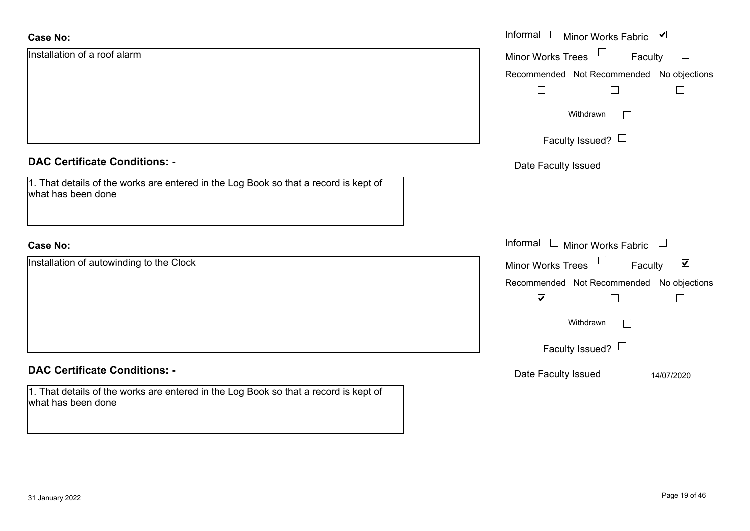**Case No:**

Installation of a roof alarm

Informal ☐ Minor Works Fabric ☑

Minor Works Trees ☐ Faculty ☐

Recommended ☐ Not Recommended ☐ No objections ☐

Withdrawn ☐

Faculty Issued? ☐

Date Faculty Issued

**DAC Certificate Conditions: -**

1. That details of the works are entered in the Log Book so that a record is kept of what has been done

**Case No:**

Installation of autowinding to the Clock

Informal ☐ Minor Works Fabric ☐

Minor Works Trees ☐ Faculty ☑

Recommended ☑ Not Recommended ☐ No objections ☐

Withdrawn ☐

Faculty Issued? ☐

Date Faculty Issued 14/07/2020

**DAC Certificate Conditions: -**

1. That details of the works are entered in the Log Book so that a record is kept of what has been done

31 January 2022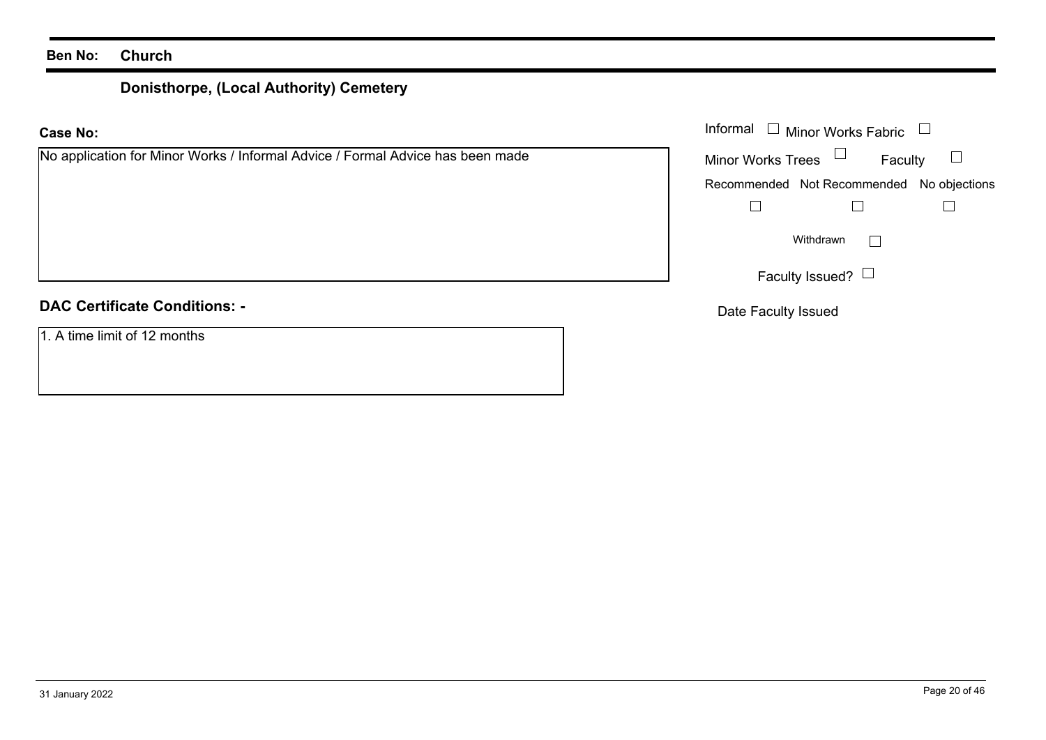**Ben No:** **Church**

## Donisthorpe, (Local Authority) Cemetery

**Case No:**

No application for Minor Works / Informal Advice / Formal Advice has been made

Informal ☐ Minor Works Fabric ☐

Minor Works Trees ☐ Faculty ☐

Recommended ☐ Not Recommended ☐ No objections ☐

Withdrawn ☐

Faculty Issued? ☐

Date Faculty Issued

**DAC Certificate Conditions: -**

1. A time limit of 12 months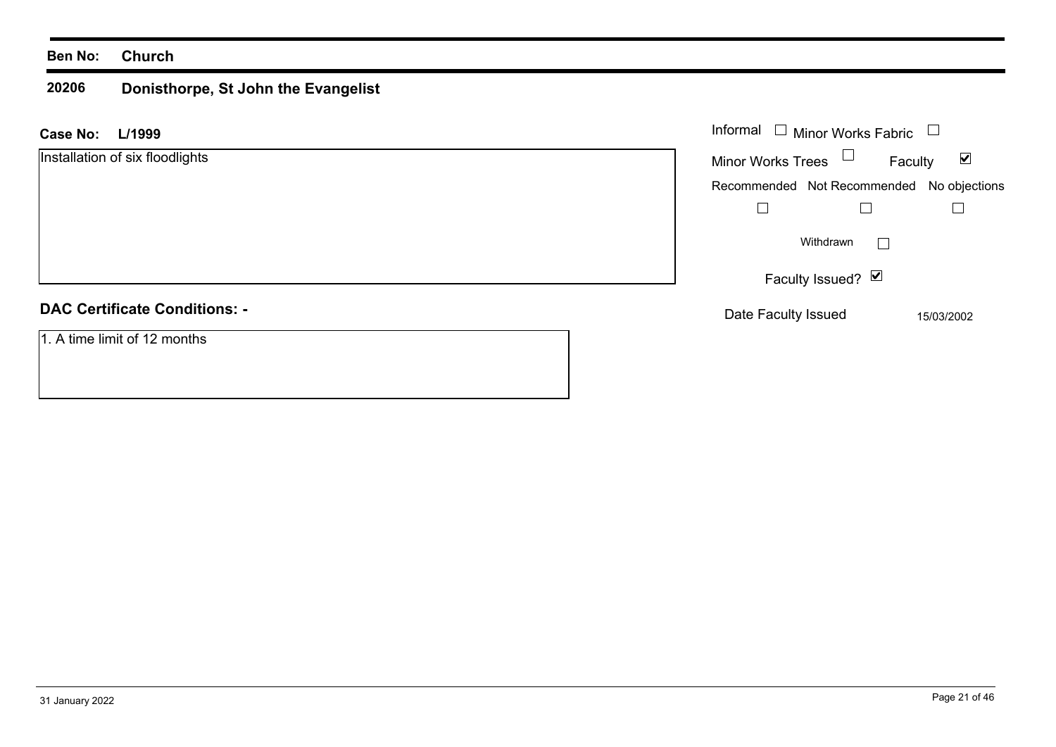**Ben No:** **Church**

**20206** **Donisthorpe, St John the Evangelist**

**Case No:** **L/1999**

Installation of six floodlights

Informal ☐ Minor Works Fabric ☐

Minor Works Trees ☐ Faculty ☑

Recommended ☐ Not Recommended ☐ No objections ☐

Withdrawn ☐

Faculty Issued? ☑

Date Faculty Issued 15/03/2002

**DAC Certificate Conditions: -**

1. A time limit of 12 months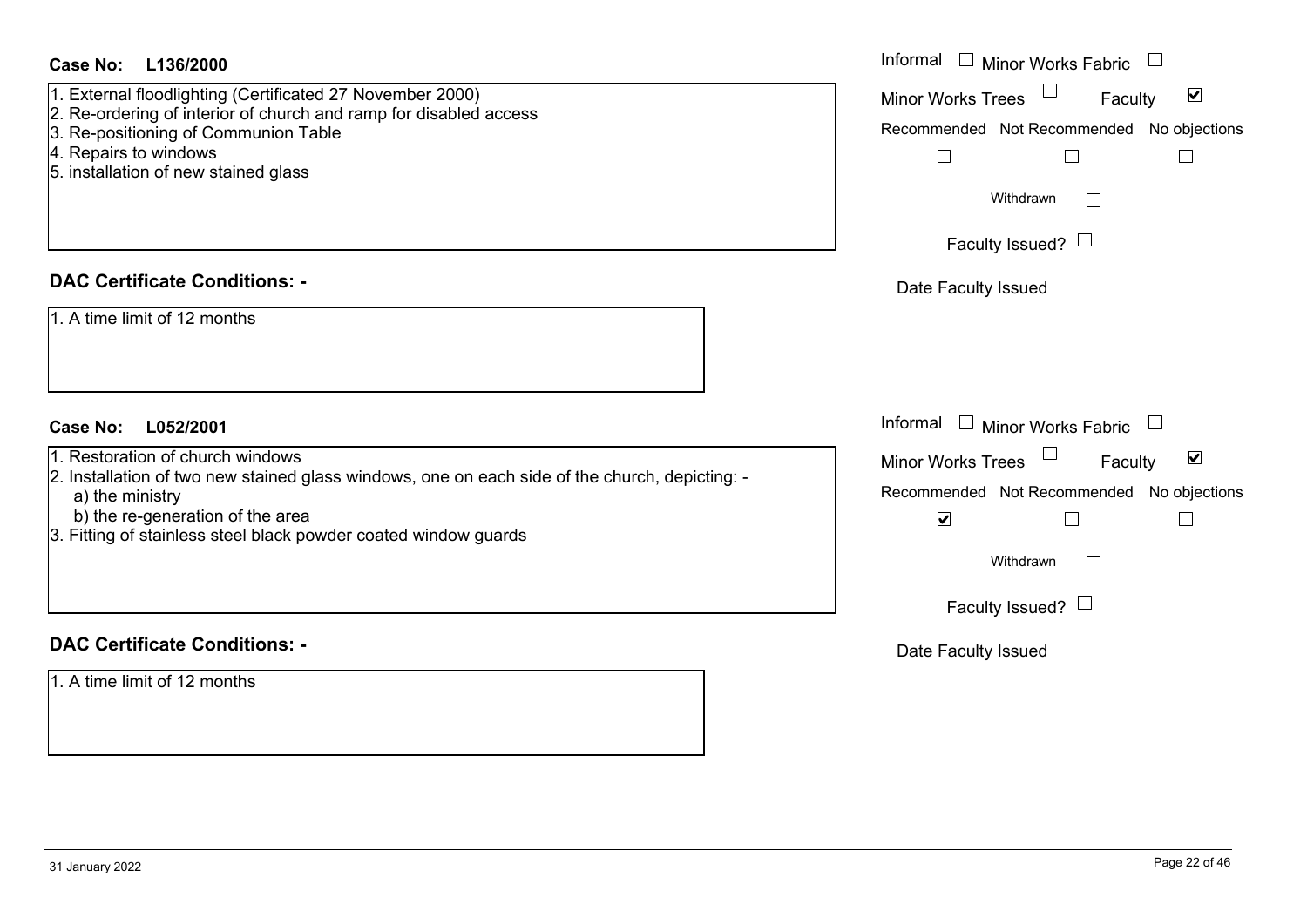**Case No: L136/2000**

1. External floodlighting (Certificated 27 November 2000)
2. Re-ordering of interior of church and ramp for disabled access
3. Re-positioning of Communion Table
4. Repairs to windows
5. installation of new stained glass

Informal ☐ Minor Works Fabric ☐

Minor Works Trees ☐ Faculty ☑

Recommended ☐ Not Recommended ☐ No objections ☐

Withdrawn ☐

Faculty Issued? ☐

Date Faculty Issued

**DAC Certificate Conditions: -**

1. A time limit of 12 months

**Case No: L052/2001**

1. Restoration of church windows
2. Installation of two new stained glass windows, one on each side of the church, depicting: -
   a) the ministry
   b) the re-generation of the area
3. Fitting of stainless steel black powder coated window guards

Informal ☐ Minor Works Fabric ☐

Minor Works Trees ☐ Faculty ☑

Recommended ☑ Not Recommended ☐ No objections ☐

Withdrawn ☐

Faculty Issued? ☐

Date Faculty Issued

**DAC Certificate Conditions: -**

1. A time limit of 12 months

31 January 2022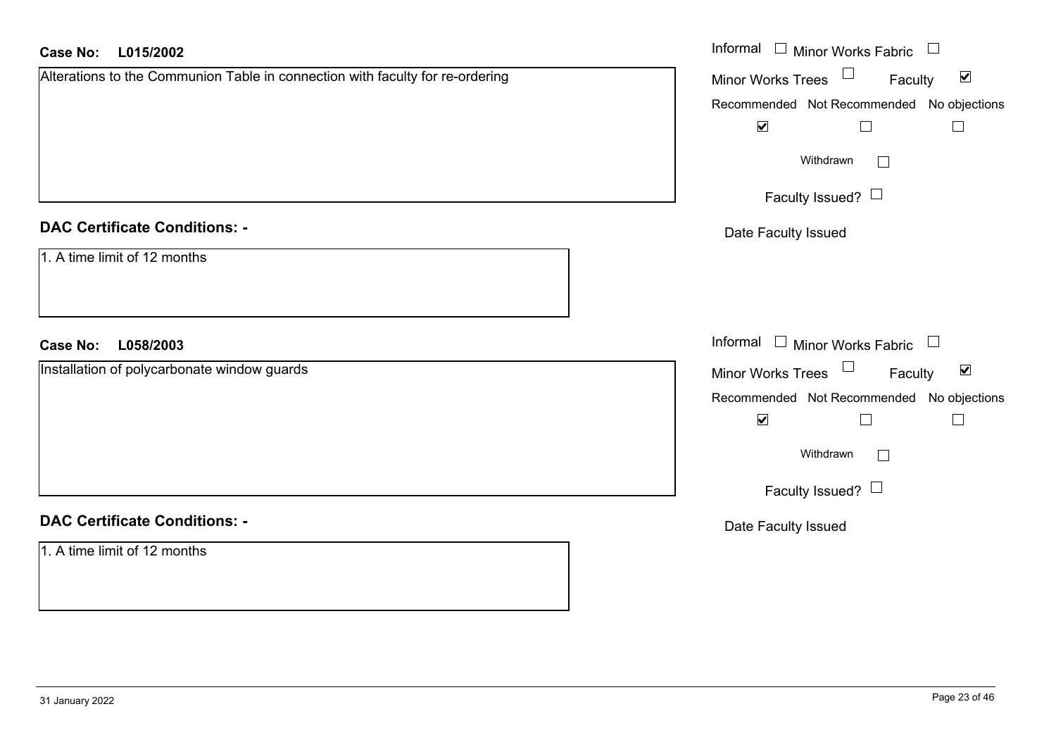**Case No: L015/2002**

Alterations to the Communion Table in connection with faculty for re-ordering

Informal ☐ Minor Works Fabric ☐

Minor Works Trees ☐ Faculty ☑

Recommended ☑ Not Recommended ☐ No objections ☐

Withdrawn ☐

Faculty Issued? ☐

Date Faculty Issued

**DAC Certificate Conditions: -**

1. A time limit of 12 months

**Case No: L058/2003**

Installation of polycarbonate window guards

Informal ☐ Minor Works Fabric ☐

Minor Works Trees ☐ Faculty ☑

Recommended ☑ Not Recommended ☐ No objections ☐

Withdrawn ☐

Faculty Issued? ☐

Date Faculty Issued

**DAC Certificate Conditions: -**

1. A time limit of 12 months

31 January 2022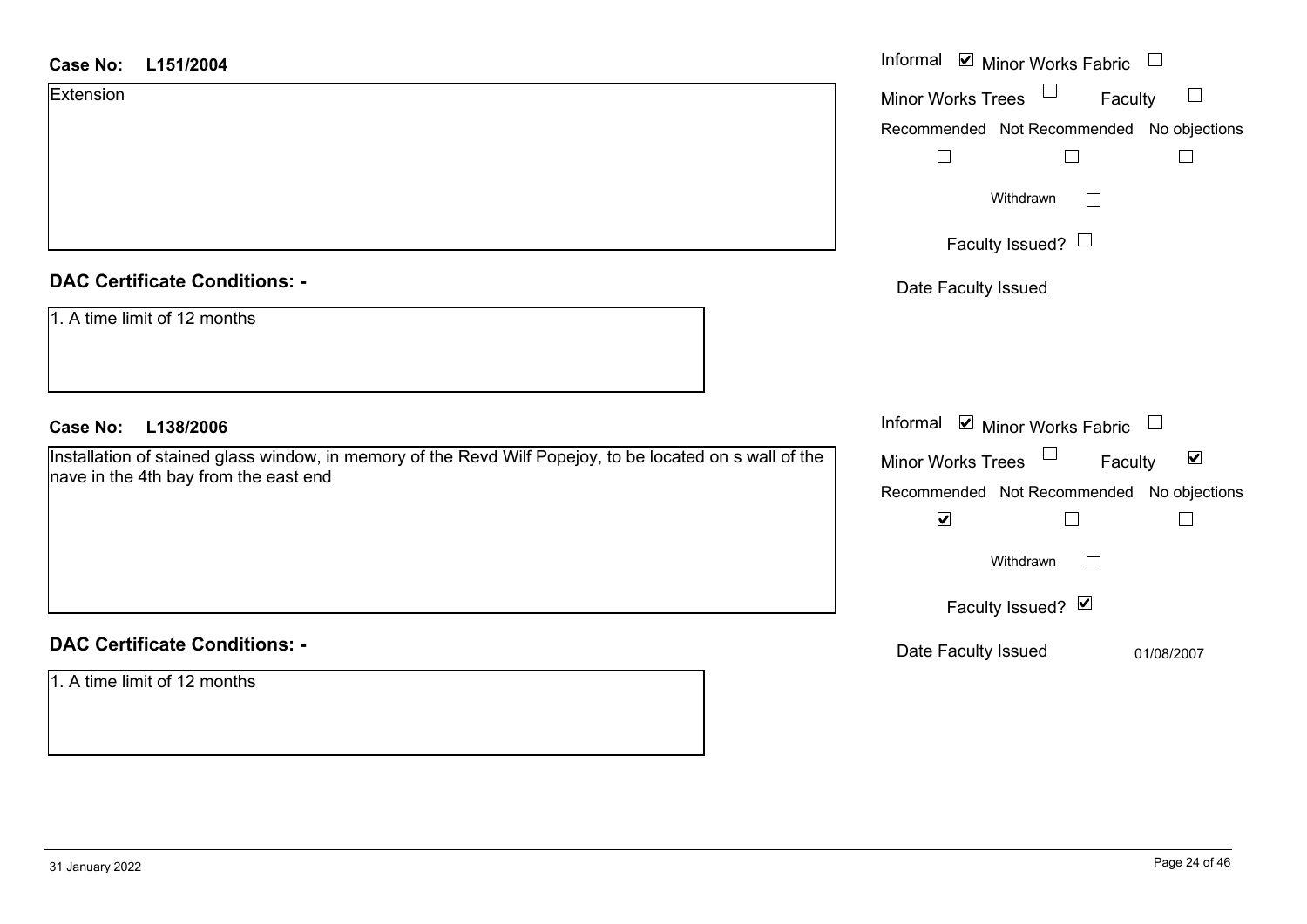**Case No: L151/2004**

Extension

Informal ☑ Minor Works Fabric ☐

Minor Works Trees ☐ Faculty ☐

Recommended ☐ Not Recommended ☐ No objections ☐

Withdrawn ☐

Faculty Issued? ☐

Date Faculty Issued

## DAC Certificate Conditions: -

1. A time limit of 12 months

**Case No: L138/2006**

Installation of stained glass window, in memory of the Revd Wilf Popejoy, to be located on s wall of the nave in the 4th bay from the east end

Informal ☑ Minor Works Fabric ☐

Minor Works Trees ☐ Faculty ☑

Recommended ☑ Not Recommended ☐ No objections ☐

Withdrawn ☐

Faculty Issued? ☑

Date Faculty Issued 01/08/2007

## DAC Certificate Conditions: -

1. A time limit of 12 months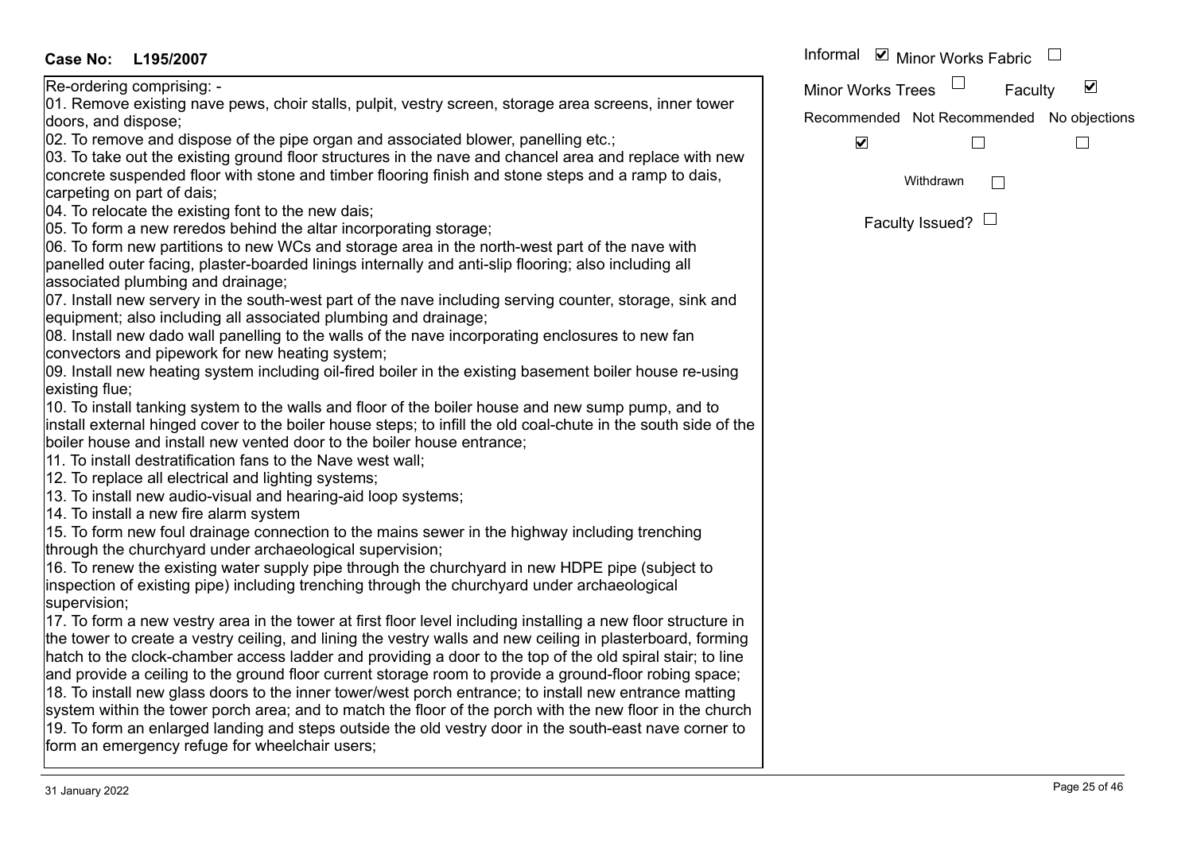**Case No: L195/2007**

Informal ☑ Minor Works Fabric ☐

Minor Works Trees ☐ Faculty ☑

Recommended ☑ Not Recommended ☐ No objections ☐

Withdrawn ☐

Faculty Issued? ☐

Re-ordering comprising: -

01. Remove existing nave pews, choir stalls, pulpit, vestry screen, storage area screens, inner tower doors, and dispose;
02. To remove and dispose of the pipe organ and associated blower, panelling etc.;
03. To take out the existing ground floor structures in the nave and chancel area and replace with new concrete suspended floor with stone and timber flooring finish and stone steps and a ramp to dais, carpeting on part of dais;
04. To relocate the existing font to the new dais;
05. To form a new reredos behind the altar incorporating storage;
06. To form new partitions to new WCs and storage area in the north-west part of the nave with panelled outer facing, plaster-boarded linings internally and anti-slip flooring; also including all associated plumbing and drainage;
07. Install new servery in the south-west part of the nave including serving counter, storage, sink and equipment; also including all associated plumbing and drainage;
08. Install new dado wall panelling to the walls of the nave incorporating enclosures to new fan convectors and pipework for new heating system;
09. Install new heating system including oil-fired boiler in the existing basement boiler house re-using existing flue;
10. To install tanking system to the walls and floor of the boiler house and new sump pump, and to install external hinged cover to the boiler house steps; to infill the old coal-chute in the south side of the boiler house and install new vented door to the boiler house entrance;
11. To install destratification fans to the Nave west wall;
12. To replace all electrical and lighting systems;
13. To install new audio-visual and hearing-aid loop systems;
14. To install a new fire alarm system
15. To form new foul drainage connection to the mains sewer in the highway including trenching through the churchyard under archaeological supervision;
16. To renew the existing water supply pipe through the churchyard in new HDPE pipe (subject to inspection of existing pipe) including trenching through the churchyard under archaeological supervision;
17. To form a new vestry area in the tower at first floor level including installing a new floor structure in the tower to create a vestry ceiling, and lining the vestry walls and new ceiling in plasterboard, forming hatch to the clock-chamber access ladder and providing a door to the top of the old spiral stair; to line and provide a ceiling to the ground floor current storage room to provide a ground-floor robing space;
18. To install new glass doors to the inner tower/west porch entrance; to install new entrance matting system within the tower porch area; and to match the floor of the porch with the new floor in the church
19. To form an enlarged landing and steps outside the old vestry door in the south-east nave corner to form an emergency refuge for wheelchair users;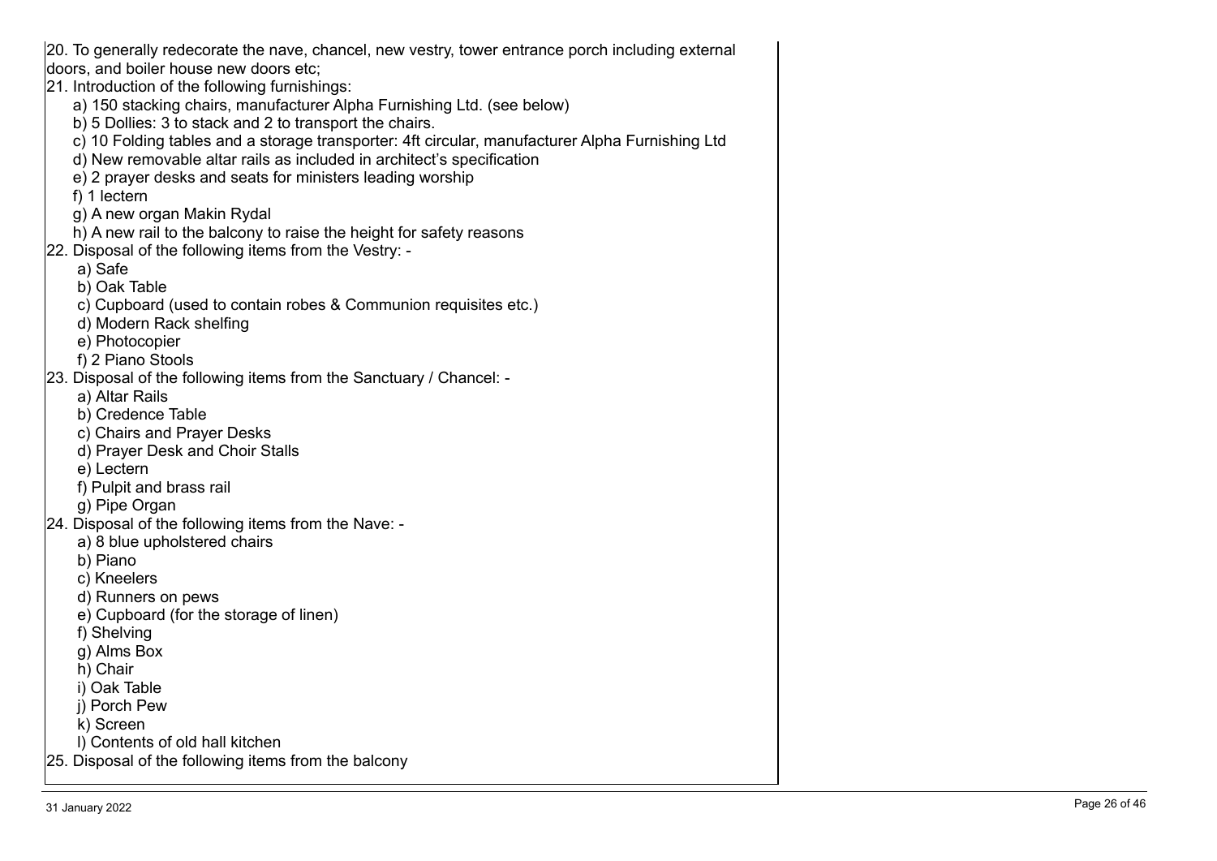20. To generally redecorate the nave, chancel, new vestry, tower entrance porch including external doors, and boiler house new doors etc;
21. Introduction of the following furnishings:
    a) 150 stacking chairs, manufacturer Alpha Furnishing Ltd. (see below)
    b) 5 Dollies: 3 to stack and 2 to transport the chairs.
    c) 10 Folding tables and a storage transporter: 4ft circular, manufacturer Alpha Furnishing Ltd
    d) New removable altar rails as included in architect's specification
    e) 2 prayer desks and seats for ministers leading worship
    f) 1 lectern
    g) A new organ Makin Rydal
    h) A new rail to the balcony to raise the height for safety reasons
22. Disposal of the following items from the Vestry: -
    a) Safe
    b) Oak Table
    c) Cupboard (used to contain robes & Communion requisites etc.)
    d) Modern Rack shelfing
    e) Photocopier
    f) 2 Piano Stools
23. Disposal of the following items from the Sanctuary / Chancel: -
    a) Altar Rails
    b) Credence Table
    c) Chairs and Prayer Desks
    d) Prayer Desk and Choir Stalls
    e) Lectern
    f) Pulpit and brass rail
    g) Pipe Organ
24. Disposal of the following items from the Nave: -
    a) 8 blue upholstered chairs
    b) Piano
    c) Kneelers
    d) Runners on pews
    e) Cupboard (for the storage of linen)
    f) Shelving
    g) Alms Box
    h) Chair
    i) Oak Table
    j) Porch Pew
    k) Screen
    l) Contents of old hall kitchen
25. Disposal of the following items from the balcony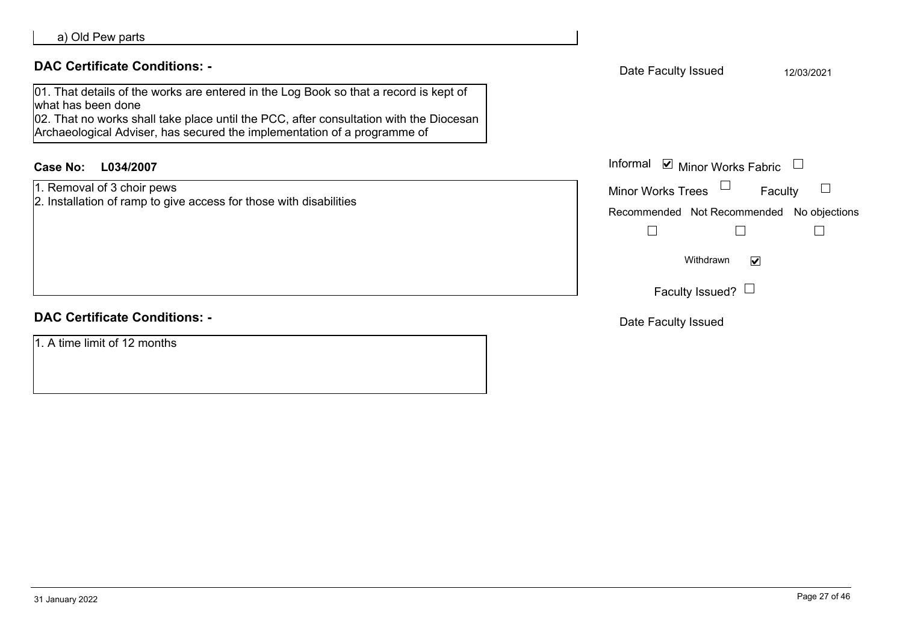a) Old Pew parts

**DAC Certificate Conditions: -**

01. That details of the works are entered in the Log Book so that a record is kept of what has been done
02. That no works shall take place until the PCC, after consultation with the Diocesan Archaeological Adviser, has secured the implementation of a programme of

Date Faculty Issued 12/03/2021

**Case No: L034/2007**

1. Removal of 3 choir pews
2. Installation of ramp to give access for those with disabilities

Informal ☑ Minor Works Fabric ☐

Minor Works Trees ☐ Faculty ☐

Recommended ☐ Not Recommended ☐ No objections ☐

Withdrawn ☑

Faculty Issued? ☐

**DAC Certificate Conditions: -**

1. A time limit of 12 months

Date Faculty Issued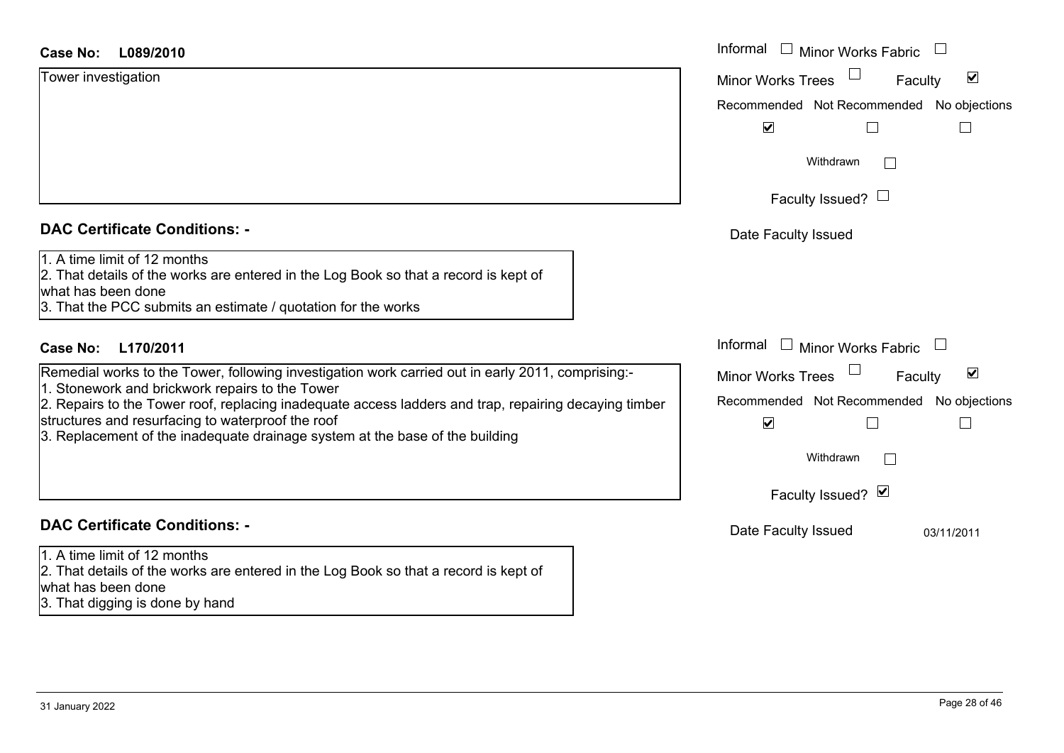**Case No: L089/2010**

Tower investigation

Informal ☐ Minor Works Fabric ☐

Minor Works Trees ☐ Faculty ☑

Recommended ☑ Not Recommended ☐ No objections ☐

Withdrawn ☐

Faculty Issued? ☐

Date Faculty Issued

## DAC Certificate Conditions: -

1. A time limit of 12 months
2. That details of the works are entered in the Log Book so that a record is kept of what has been done
3. That the PCC submits an estimate / quotation for the works

**Case No: L170/2011**

Remedial works to the Tower, following investigation work carried out in early 2011, comprising:-
1. Stonework and brickwork repairs to the Tower
2. Repairs to the Tower roof, replacing inadequate access ladders and trap, repairing decaying timber structures and resurfacing to waterproof the roof
3. Replacement of the inadequate drainage system at the base of the building

Informal ☐ Minor Works Fabric ☐

Minor Works Trees ☐ Faculty ☑

Recommended ☑ Not Recommended ☐ No objections ☐

Withdrawn ☐

Faculty Issued? ☑

Date Faculty Issued 03/11/2011

## DAC Certificate Conditions: -

1. A time limit of 12 months
2. That details of the works are entered in the Log Book so that a record is kept of what has been done
3. That digging is done by hand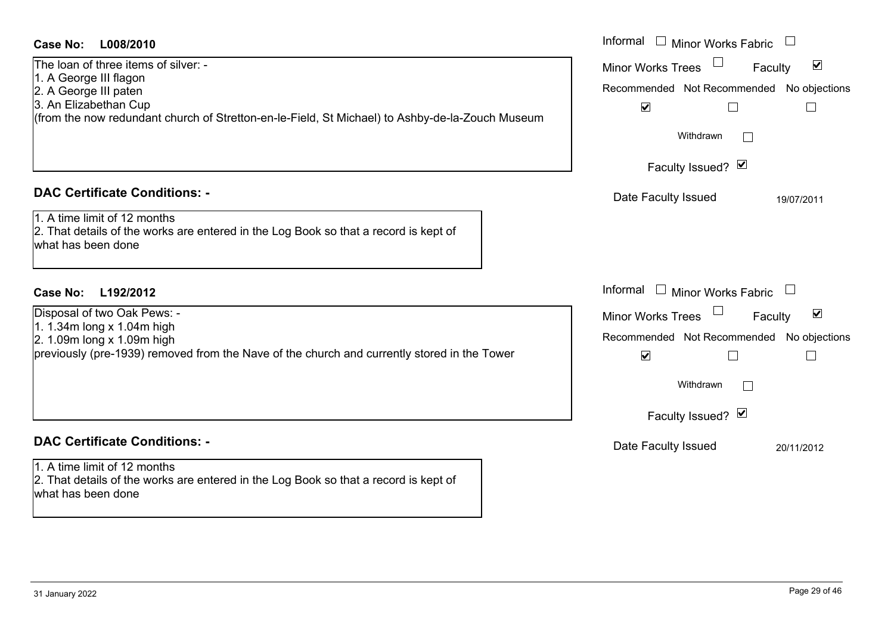**Case No: L008/2010**

The loan of three items of silver: -
1. A George III flagon
2. A George III paten
3. An Elizabethan Cup
(from the now redundant church of Stretton-en-le-Field, St Michael) to Ashby-de-la-Zouch Museum

Informal ☐ Minor Works Fabric ☐
Minor Works Trees ☐ Faculty ☑

| Recommended | Not Recommended | No objections |
| --- | --- | --- |
| ☑ | ☐ | ☐ |

Withdrawn ☐

Faculty Issued? ☑

Date Faculty Issued 19/07/2011

**DAC Certificate Conditions: -**

1. A time limit of 12 months
2. That details of the works are entered in the Log Book so that a record is kept of what has been done

**Case No: L192/2012**

Disposal of two Oak Pews: -
1. 1.34m long x 1.04m high
2. 1.09m long x 1.09m high
previously (pre-1939) removed from the Nave of the church and currently stored in the Tower

Informal ☐ Minor Works Fabric ☐
Minor Works Trees ☐ Faculty ☑

| Recommended | Not Recommended | No objections |
| --- | --- | --- |
| ☑ | ☐ | ☐ |

Withdrawn ☐

Faculty Issued? ☑

Date Faculty Issued 20/11/2012

**DAC Certificate Conditions: -**

1. A time limit of 12 months
2. That details of the works are entered in the Log Book so that a record is kept of what has been done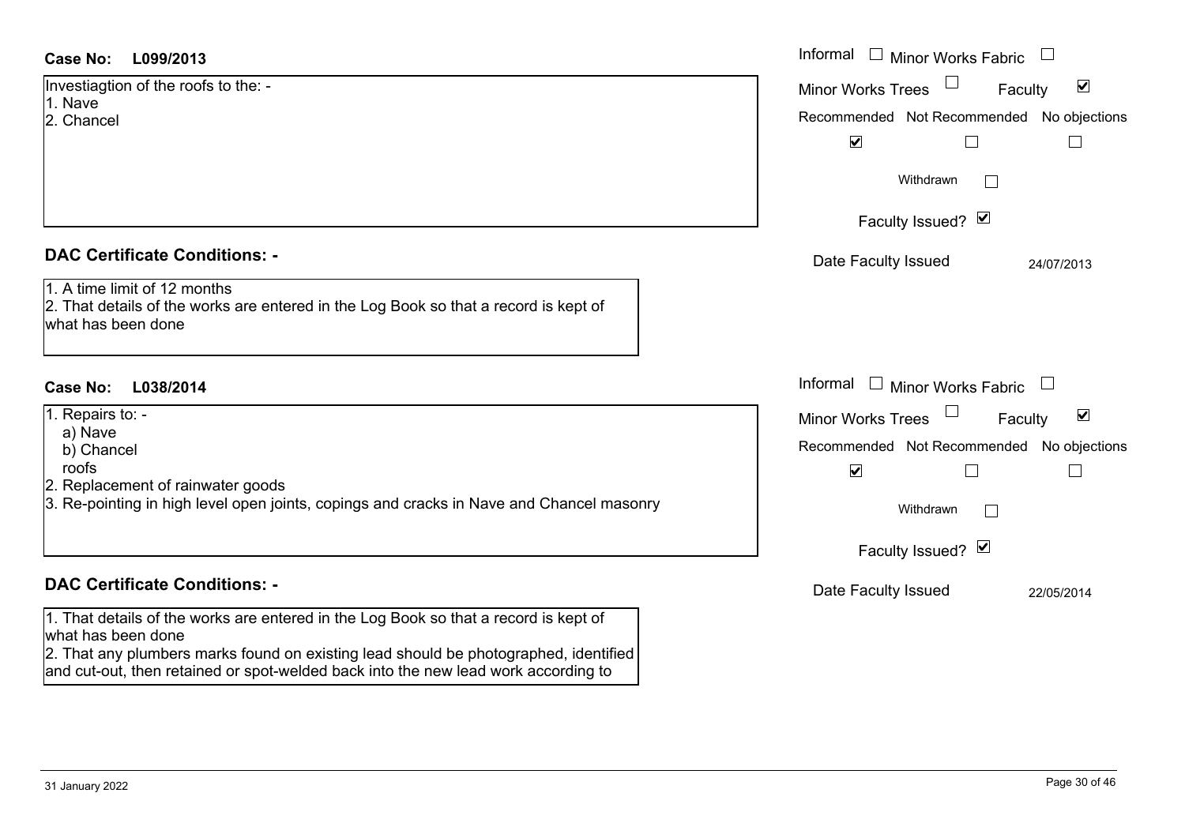**Case No: L099/2013**

Investiagtion of the roofs to the: -
1. Nave
2. Chancel

Informal ☐ Minor Works Fabric ☐
Minor Works Trees ☐ Faculty ☑

| Recommended | Not Recommended | No objections |
|---|---|---|
| ☑ | ☐ | ☐ |

Withdrawn ☐

Faculty Issued? ☑

Date Faculty Issued 24/07/2013

## DAC Certificate Conditions: -

1. A time limit of 12 months
2. That details of the works are entered in the Log Book so that a record is kept of what has been done

**Case No: L038/2014**

1. Repairs to: -
   a) Nave
   b) Chancel
   roofs
2. Replacement of rainwater goods
3. Re-pointing in high level open joints, copings and cracks in Nave and Chancel masonry

Informal ☐ Minor Works Fabric ☐
Minor Works Trees ☐ Faculty ☑

| Recommended | Not Recommended | No objections |
|---|---|---|
| ☑ | ☐ | ☐ |

Withdrawn ☐

Faculty Issued? ☑

Date Faculty Issued 22/05/2014

## DAC Certificate Conditions: -

1. That details of the works are entered in the Log Book so that a record is kept of what has been done
2. That any plumbers marks found on existing lead should be photographed, identified and cut-out, then retained or spot-welded back into the new lead work according to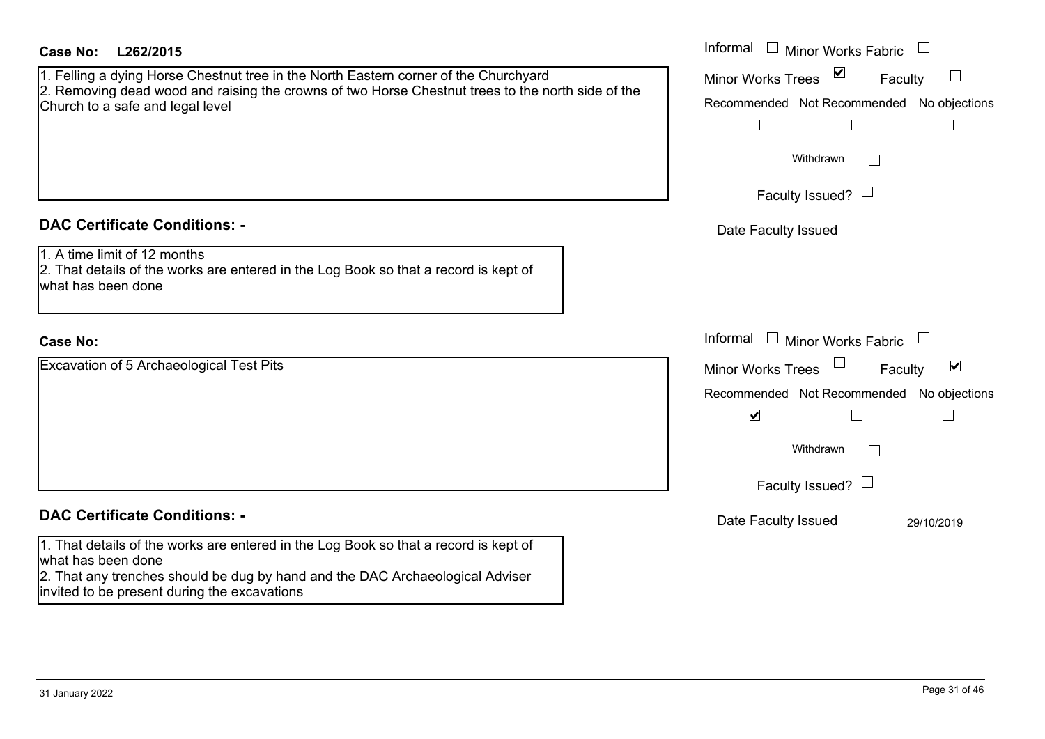**Case No: L262/2015**

1. Felling a dying Horse Chestnut tree in the North Eastern corner of the Churchyard
2. Removing dead wood and raising the crowns of two Horse Chestnut trees to the north side of the Church to a safe and legal level

Informal ☐ Minor Works Fabric ☐
Minor Works Trees ☑ Faculty ☐
Recommended ☐ Not Recommended ☐ No objections ☐
Withdrawn ☐
Faculty Issued? ☐
Date Faculty Issued

**DAC Certificate Conditions: -**

1. A time limit of 12 months
2. That details of the works are entered in the Log Book so that a record is kept of what has been done

**Case No:**

Excavation of 5 Archaeological Test Pits

Informal ☐ Minor Works Fabric ☐
Minor Works Trees ☐ Faculty ☑
Recommended ☑ Not Recommended ☐ No objections ☐
Withdrawn ☐
Faculty Issued? ☐
Date Faculty Issued 29/10/2019

**DAC Certificate Conditions: -**

1. That details of the works are entered in the Log Book so that a record is kept of what has been done
2. That any trenches should be dug by hand and the DAC Archaeological Adviser invited to be present during the excavations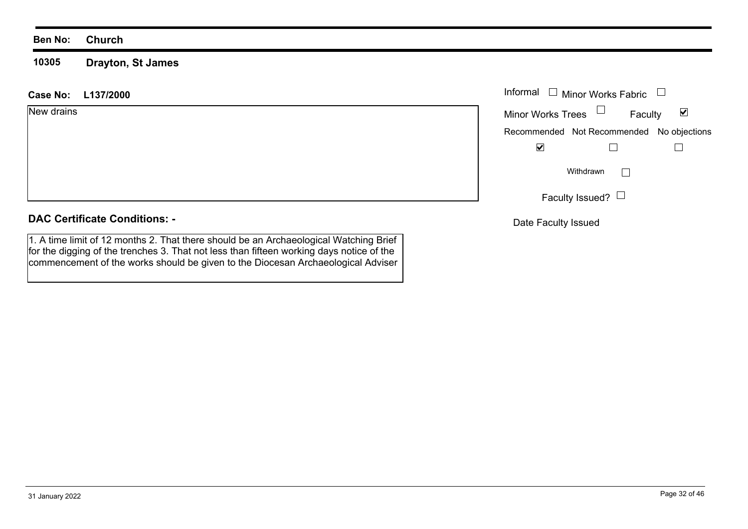**Ben No:** **Church**

**10305** **Drayton, St James**

**Case No:** **L137/2000**

New drains

Informal ☐ Minor Works Fabric ☐

Minor Works Trees ☐ Faculty ☑

| Recommended | Not Recommended | No objections |
| --- | --- | --- |
| ☑ | ☐ | ☐ |

Withdrawn ☐

Faculty Issued? ☐

Date Faculty Issued

**DAC Certificate Conditions: -**

1. A time limit of 12 months 2. That there should be an Archaeological Watching Brief for the digging of the trenches 3. That not less than fifteen working days notice of the commencement of the works should be given to the Diocesan Archaeological Adviser

31 January 2022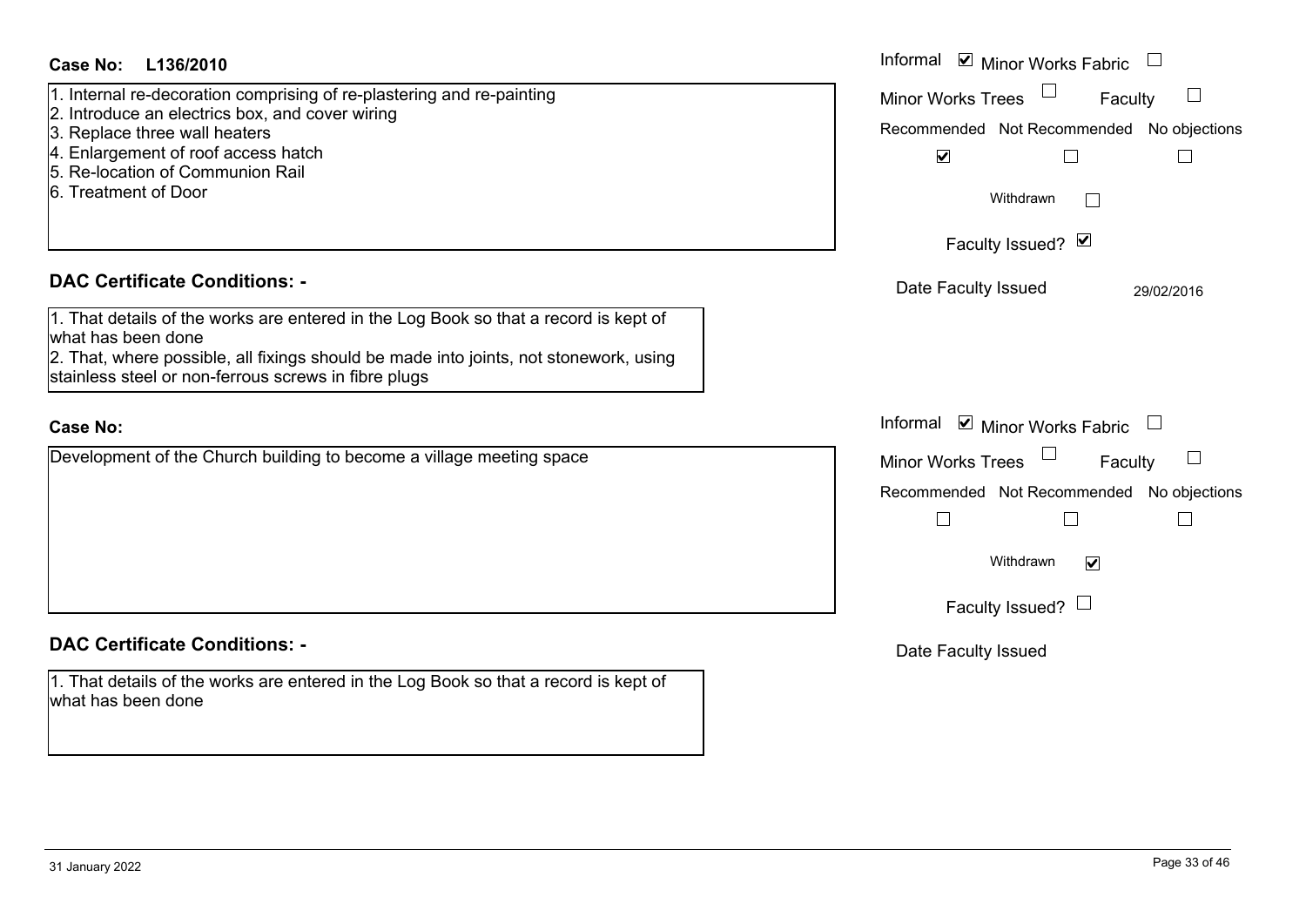**Case No: L136/2010**

1. Internal re-decoration comprising of re-plastering and re-painting
2. Introduce an electrics box, and cover wiring
3. Replace three wall heaters
4. Enlargement of roof access hatch
5. Re-location of Communion Rail
6. Treatment of Door

Informal ☑ Minor Works Fabric ☐
Minor Works Trees ☐ Faculty ☐

| Recommended | Not Recommended | No objections |
|---|---|---|
| ☑ | ☐ | ☐ |

Withdrawn ☐

Faculty Issued? ☑

Date Faculty Issued 29/02/2016

## DAC Certificate Conditions: -

1. That details of the works are entered in the Log Book so that a record is kept of what has been done
2. That, where possible, all fixings should be made into joints, not stonework, using stainless steel or non-ferrous screws in fibre plugs

**Case No:**

Development of the Church building to become a village meeting space

Informal ☑ Minor Works Fabric ☐
Minor Works Trees ☐ Faculty ☐

| Recommended | Not Recommended | No objections |
|---|---|---|
| ☐ | ☐ | ☐ |

Withdrawn ☑

Faculty Issued? ☐

Date Faculty Issued

## DAC Certificate Conditions: -

1. That details of the works are entered in the Log Book so that a record is kept of what has been done

31 January 2022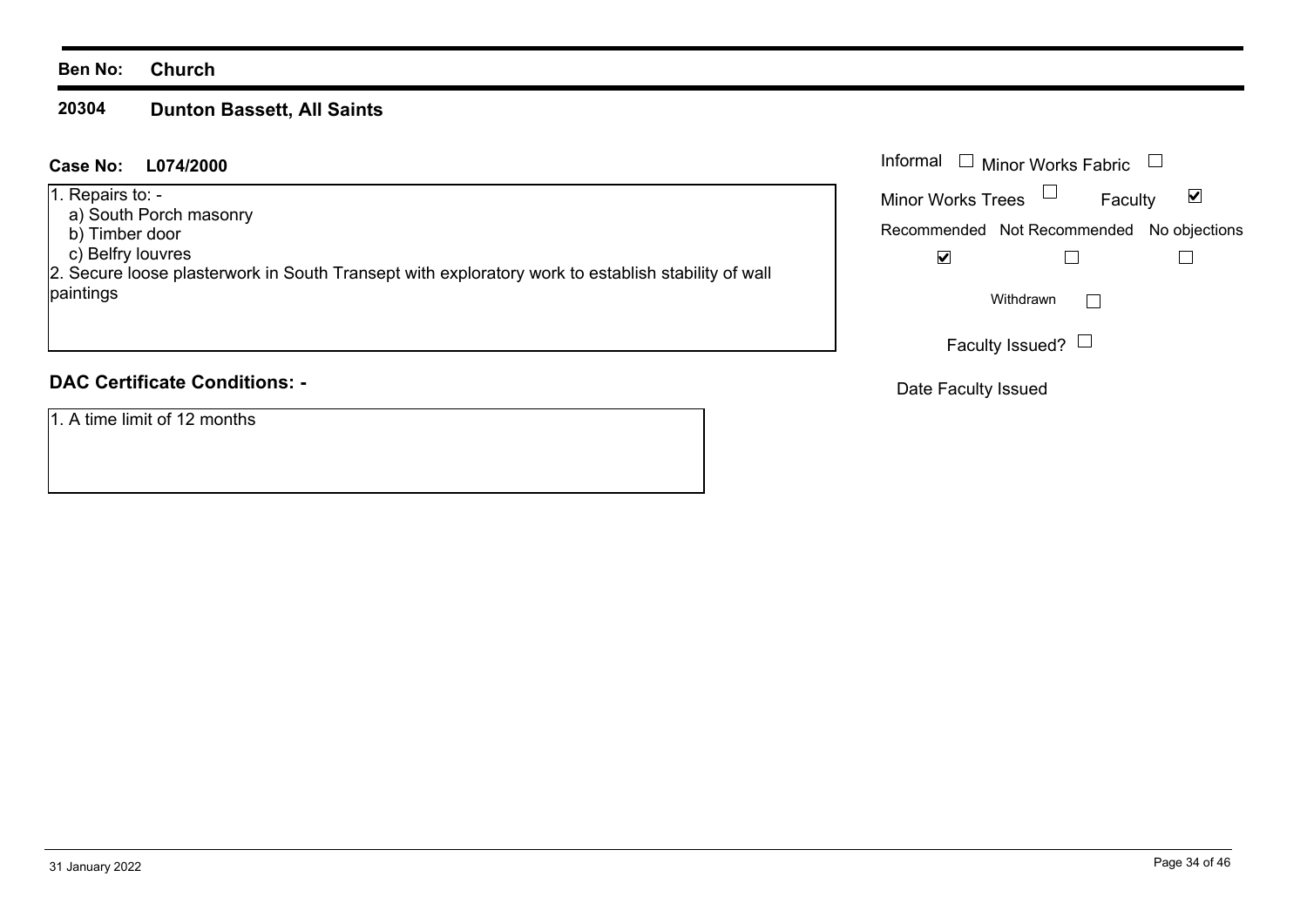**Ben No: Church**

**20304 Dunton Bassett, All Saints**

**Case No: L074/2000**

1. Repairs to: -
   a) South Porch masonry
   b) Timber door
   c) Belfry louvres
2. Secure loose plasterwork in South Transept with exploratory work to establish stability of wall paintings

Informal ☐ Minor Works Fabric ☐

Minor Works Trees ☐ Faculty ☑

Recommended ☑ Not Recommended ☐ No objections ☐

Withdrawn ☐

Faculty Issued? ☐

Date Faculty Issued

## DAC Certificate Conditions: -

1. A time limit of 12 months

31 January 2022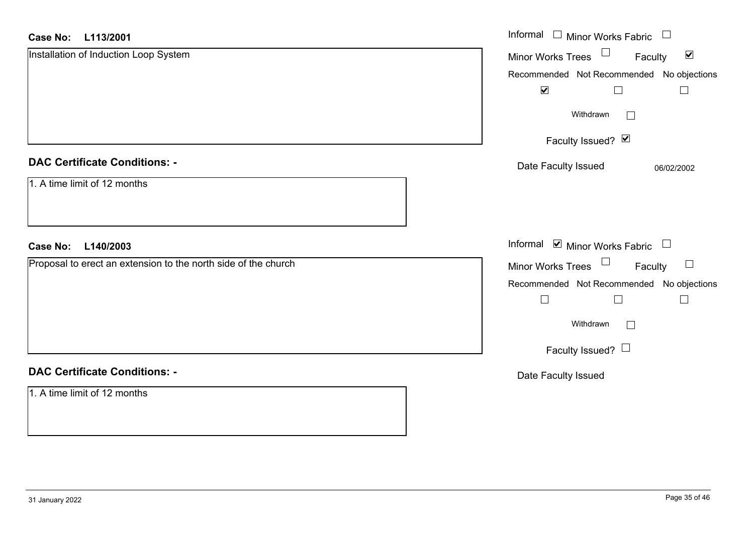**Case No: L113/2001**

Installation of Induction Loop System

Informal ☐ Minor Works Fabric ☐
Minor Works Trees ☐ Faculty ☑
Recommended ☑ Not Recommended ☐ No objections ☐
Withdrawn ☐
Faculty Issued? ☑
Date Faculty Issued 06/02/2002

**DAC Certificate Conditions: -**

1. A time limit of 12 months

**Case No: L140/2003**

Proposal to erect an extension to the north side of the church

Informal ☑ Minor Works Fabric ☐
Minor Works Trees ☐ Faculty ☐
Recommended ☐ Not Recommended ☐ No objections ☐
Withdrawn ☐
Faculty Issued? ☐
Date Faculty Issued

**DAC Certificate Conditions: -**

1. A time limit of 12 months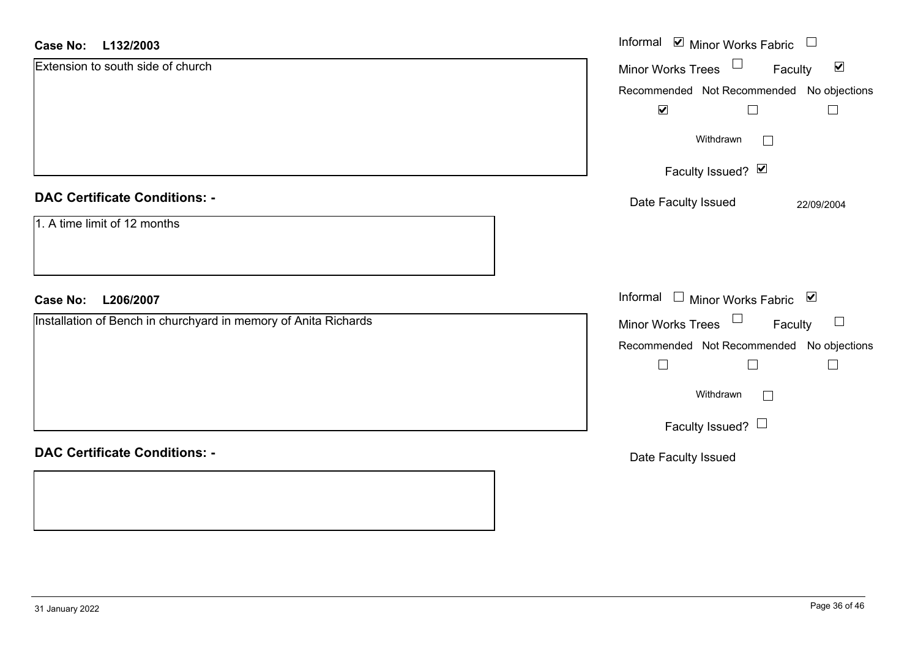**Case No: L132/2003**

Extension to south side of church

Informal ☑ Minor Works Fabric ☐

Minor Works Trees ☐ Faculty ☑

Recommended ☑ Not Recommended ☐ No objections ☐

Withdrawn ☐

Faculty Issued? ☑

Date Faculty Issued 22/09/2004

**DAC Certificate Conditions: -**

1. A time limit of 12 months

**Case No: L206/2007**

Installation of Bench in churchyard in memory of Anita Richards

Informal ☐ Minor Works Fabric ☑

Minor Works Trees ☐ Faculty ☐

Recommended ☐ Not Recommended ☐ No objections ☐

Withdrawn ☐

Faculty Issued? ☐

Date Faculty Issued

**DAC Certificate Conditions: -**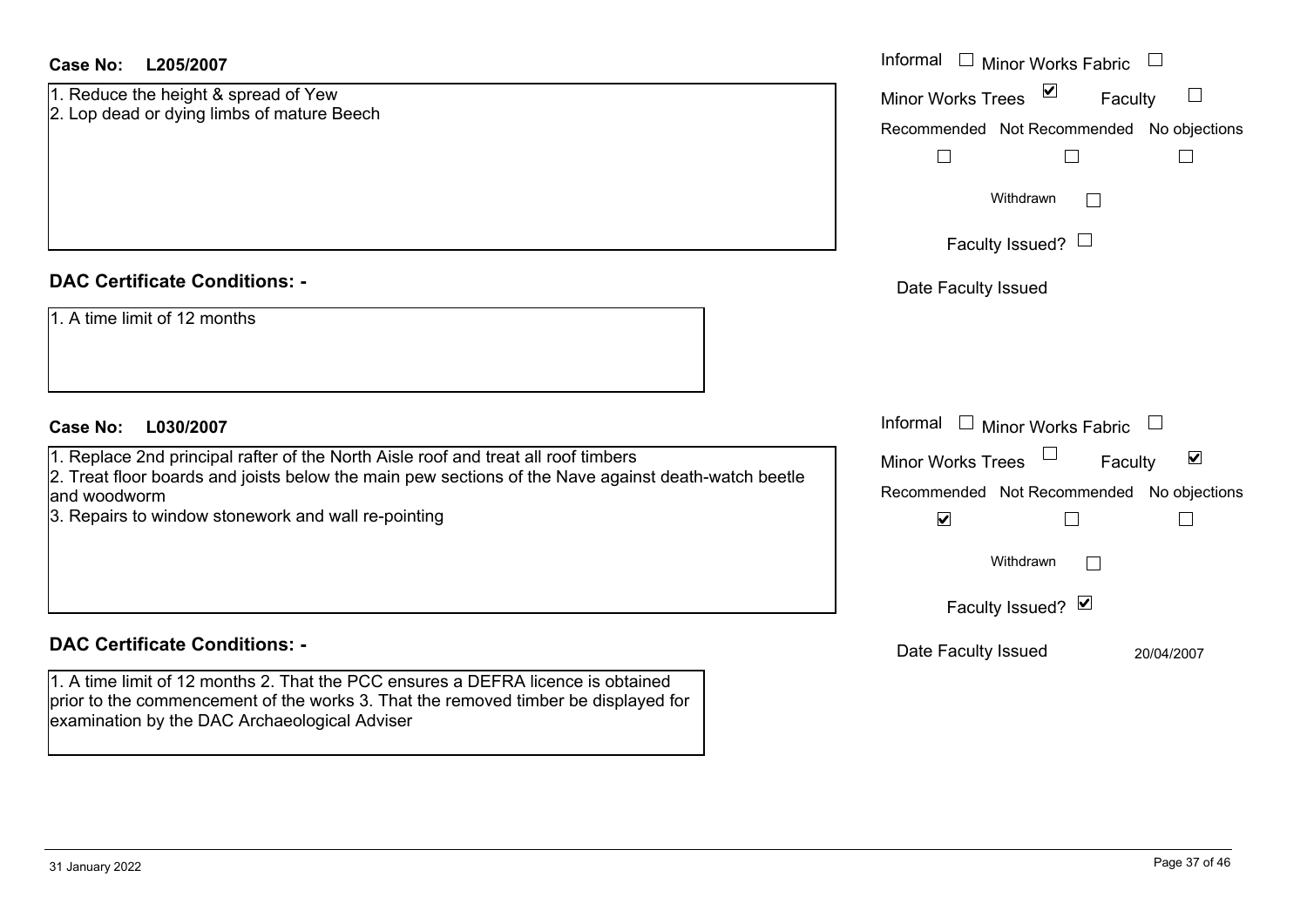**Case No: L205/2007**

1. Reduce the height & spread of Yew
2. Lop dead or dying limbs of mature Beech

Informal ☐ Minor Works Fabric ☐

Minor Works Trees ☑ Faculty ☐

Recommended ☐ Not Recommended ☐ No objections ☐

Withdrawn ☐

Faculty Issued? ☐

Date Faculty Issued

**DAC Certificate Conditions: -**

1. A time limit of 12 months

**Case No: L030/2007**

1. Replace 2nd principal rafter of the North Aisle roof and treat all roof timbers
2. Treat floor boards and joists below the main pew sections of the Nave against death-watch beetle and woodworm
3. Repairs to window stonework and wall re-pointing

Informal ☐ Minor Works Fabric ☐

Minor Works Trees ☐ Faculty ☑

Recommended ☑ Not Recommended ☐ No objections ☐

Withdrawn ☐

Faculty Issued? ☑

Date Faculty Issued 20/04/2007

**DAC Certificate Conditions: -**

1. A time limit of 12 months 2. That the PCC ensures a DEFRA licence is obtained prior to the commencement of the works 3. That the removed timber be displayed for examination by the DAC Archaeological Adviser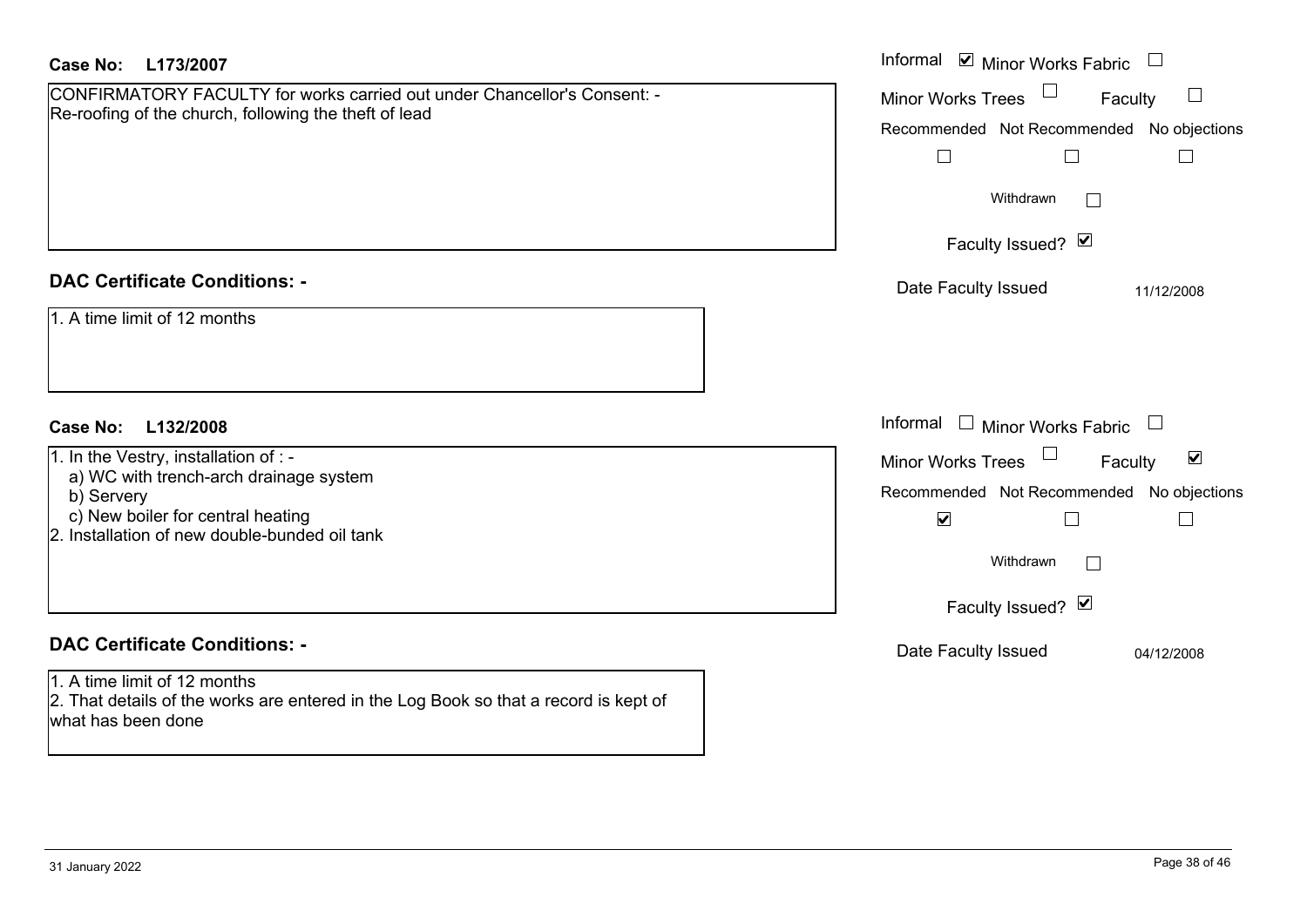**Case No: L173/2007**

CONFIRMATORY FACULTY for works carried out under Chancellor's Consent: -
Re-roofing of the church, following the theft of lead

Informal ☑ Minor Works Fabric ☐
Minor Works Trees ☐ Faculty ☐
Recommended ☐ Not Recommended ☐ No objections ☐
Withdrawn ☐
Faculty Issued? ☑
Date Faculty Issued 11/12/2008

## DAC Certificate Conditions: -

1. A time limit of 12 months

**Case No: L132/2008**

1. In the Vestry, installation of : -
   a) WC with trench-arch drainage system
   b) Servery
   c) New boiler for central heating
2. Installation of new double-bunded oil tank

Informal ☐ Minor Works Fabric ☐
Minor Works Trees ☐ Faculty ☑
Recommended ☑ Not Recommended ☐ No objections ☐
Withdrawn ☐
Faculty Issued? ☑
Date Faculty Issued 04/12/2008

## DAC Certificate Conditions: -

1. A time limit of 12 months
2. That details of the works are entered in the Log Book so that a record is kept of what has been done

31 January 2022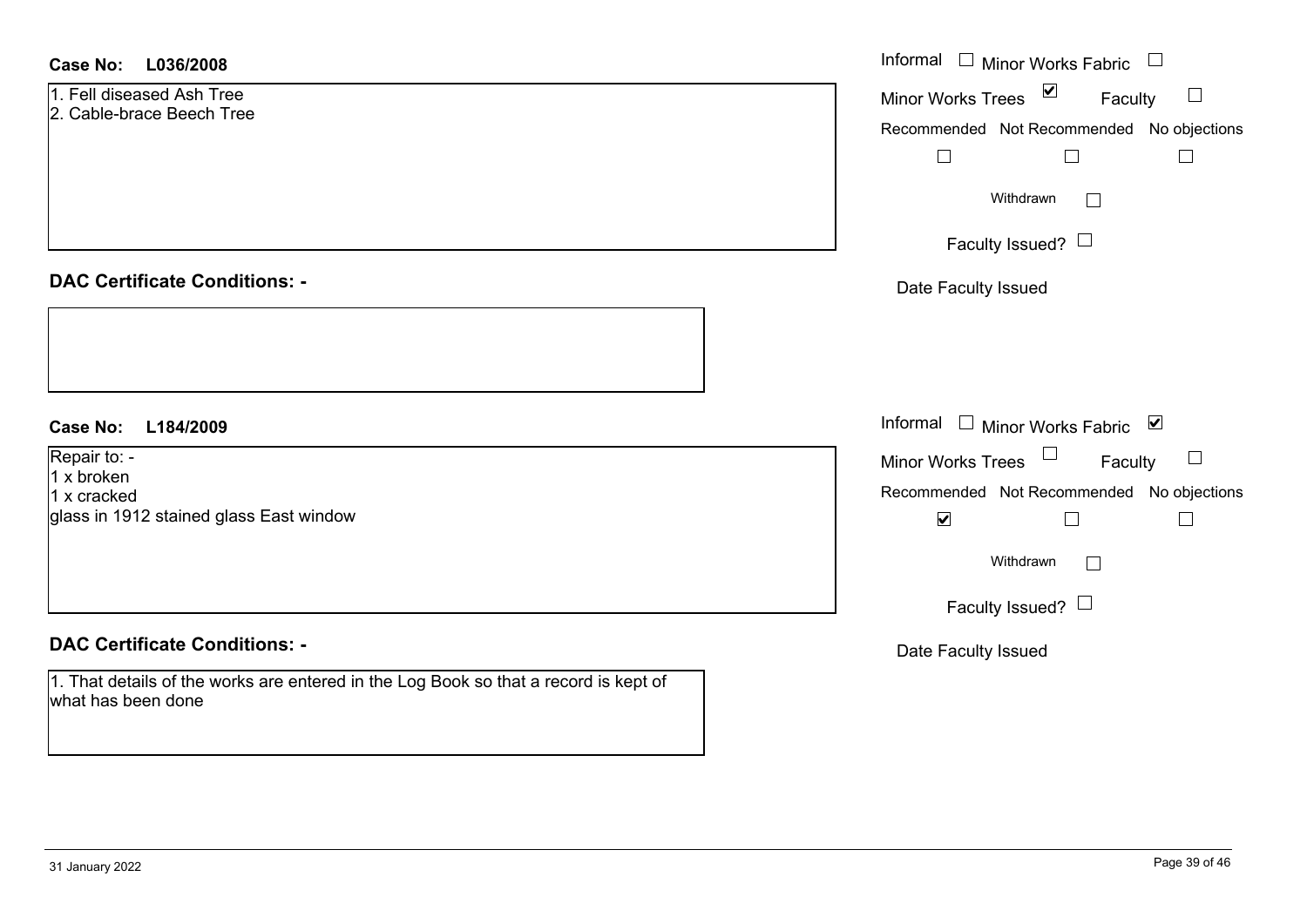**Case No: L036/2008**

1. Fell diseased Ash Tree
2. Cable-brace Beech Tree

Informal ☐ Minor Works Fabric ☐
Minor Works Trees ☑ Faculty ☐

| Recommended | Not Recommended | No objections |
|---|---|---|
| ☐ | ☐ | ☐ |

Withdrawn ☐

Faculty Issued? ☐

Date Faculty Issued

**DAC Certificate Conditions: -**

**Case No: L184/2009**

Repair to: -
1 x broken
1 x cracked
glass in 1912 stained glass East window

Informal ☐ Minor Works Fabric ☑
Minor Works Trees ☐ Faculty ☐

| Recommended | Not Recommended | No objections |
|---|---|---|
| ☑ | ☐ | ☐ |

Withdrawn ☐

Faculty Issued? ☐

Date Faculty Issued

**DAC Certificate Conditions: -**

1. That details of the works are entered in the Log Book so that a record is kept of what has been done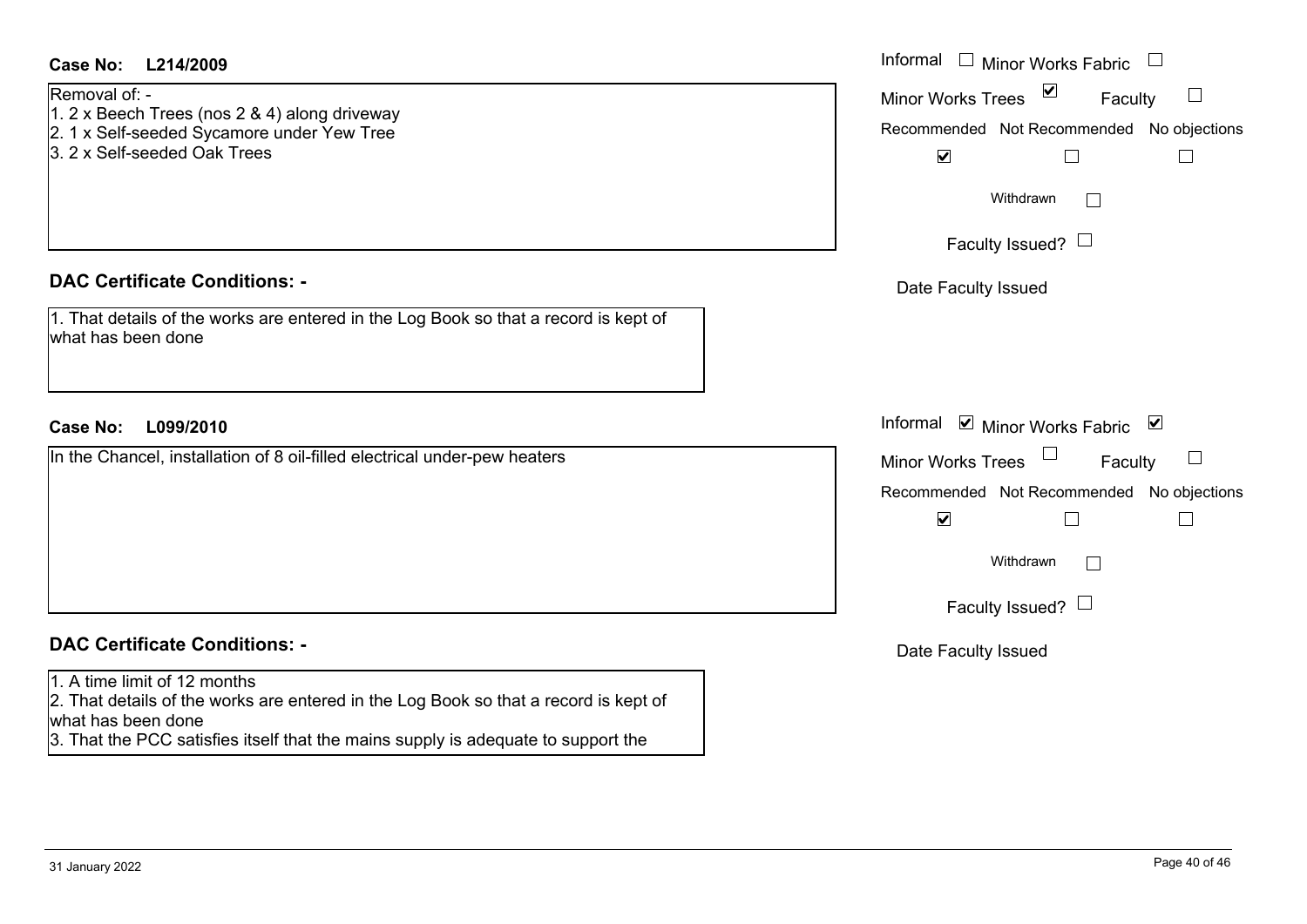**Case No: L214/2009**

Removal of: -
1. 2 x Beech Trees (nos 2 & 4) along driveway
2. 1 x Self-seeded Sycamore under Yew Tree
3. 2 x Self-seeded Oak Trees

Informal ☐ Minor Works Fabric ☐
Minor Works Trees ☑ Faculty ☐

Recommended ☑ Not Recommended ☐ No objections ☐

Withdrawn ☐

Faculty Issued? ☐

Date Faculty Issued

**DAC Certificate Conditions: -**

1. That details of the works are entered in the Log Book so that a record is kept of what has been done

**Case No: L099/2010**

In the Chancel, installation of 8 oil-filled electrical under-pew heaters

Informal ☑ Minor Works Fabric ☑
Minor Works Trees ☐ Faculty ☐

Recommended ☑ Not Recommended ☐ No objections ☐

Withdrawn ☐

Faculty Issued? ☐

Date Faculty Issued

**DAC Certificate Conditions: -**

1. A time limit of 12 months
2. That details of the works are entered in the Log Book so that a record is kept of what has been done
3. That the PCC satisfies itself that the mains supply is adequate to support the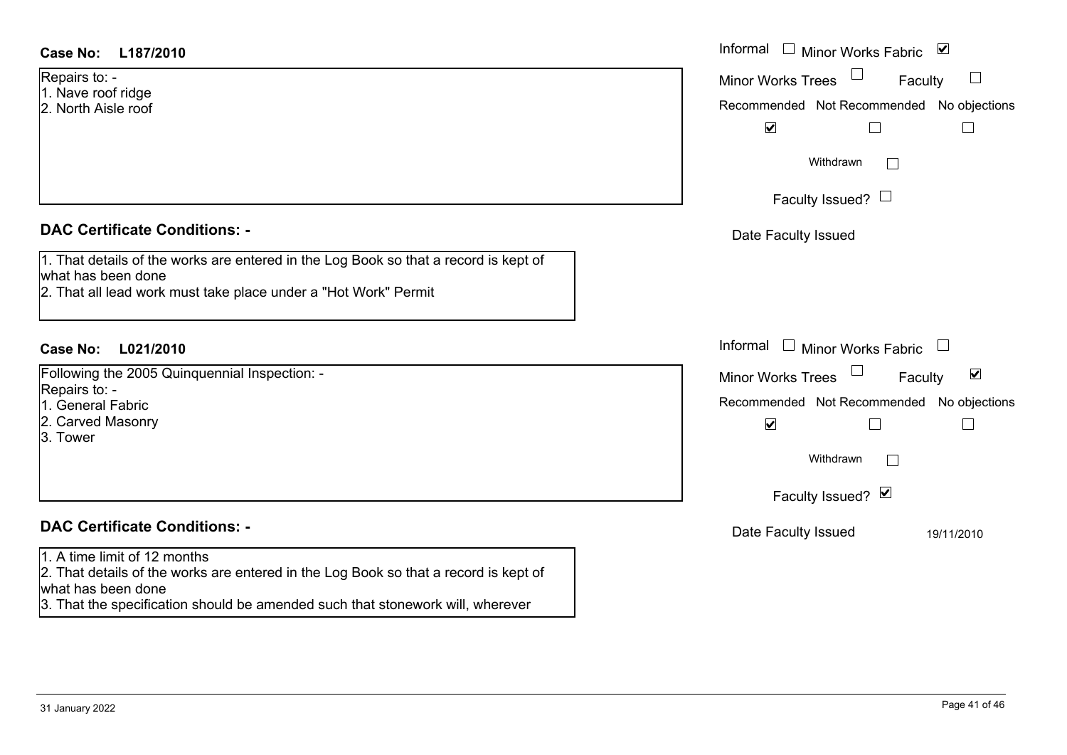**Case No: L187/2010**

Repairs to: -
1. Nave roof ridge
2. North Aisle roof

Informal ☐ Minor Works Fabric ☑

Minor Works Trees ☐ Faculty ☐

Recommended ☑ Not Recommended ☐ No objections ☐

Withdrawn ☐

Faculty Issued? ☐

Date Faculty Issued

## DAC Certificate Conditions: -

1. That details of the works are entered in the Log Book so that a record is kept of what has been done
2. That all lead work must take place under a "Hot Work" Permit

**Case No: L021/2010**

Following the 2005 Quinquennial Inspection: -
Repairs to: -
1. General Fabric
2. Carved Masonry
3. Tower

Informal ☐ Minor Works Fabric ☐

Minor Works Trees ☐ Faculty ☑

Recommended ☑ Not Recommended ☐ No objections ☐

Withdrawn ☐

Faculty Issued? ☑

Date Faculty Issued 19/11/2010

## DAC Certificate Conditions: -

1. A time limit of 12 months
2. That details of the works are entered in the Log Book so that a record is kept of what has been done
3. That the specification should be amended such that stonework will, wherever

31 January 2022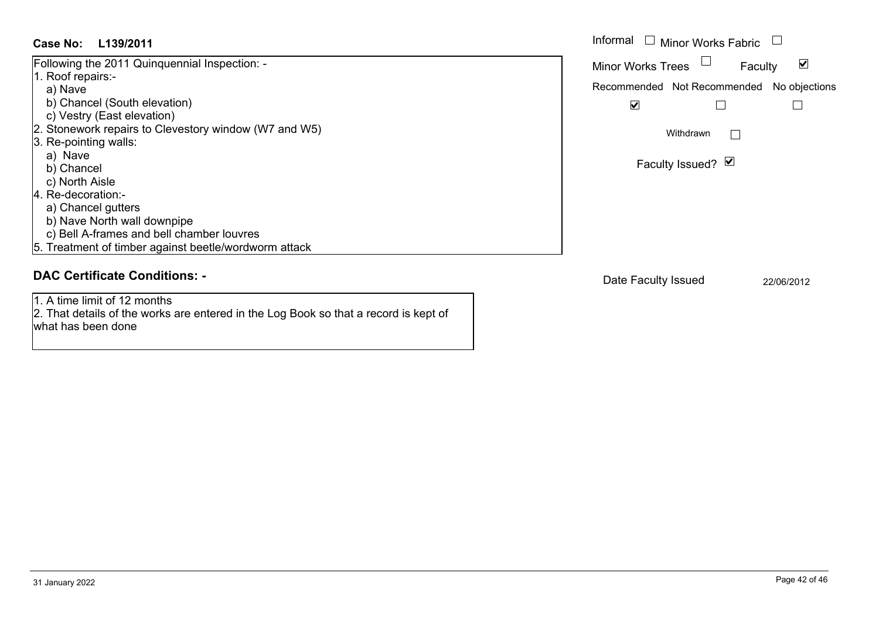**Case No: L139/2011**

Following the 2011 Quinquennial Inspection: -
1. Roof repairs:-
   a) Nave
   b) Chancel (South elevation)
   c) Vestry (East elevation)
2. Stonework repairs to Clevestory window (W7 and W5)
3. Re-pointing walls:
   a) Nave
   b) Chancel
   c) North Aisle
4. Re-decoration:-
   a) Chancel gutters
   b) Nave North wall downpipe
   c) Bell A-frames and bell chamber louvres
5. Treatment of timber against beetle/wordworm attack

Informal ☐ Minor Works Fabric ☐

Minor Works Trees ☐ Faculty ☑

Recommended ☑ Not Recommended ☐ No objections ☐

Withdrawn ☐

Faculty Issued? ☑

## DAC Certificate Conditions: -

1. A time limit of 12 months
2. That details of the works are entered in the Log Book so that a record is kept of what has been done

Date Faculty Issued 22/06/2012

31 January 2022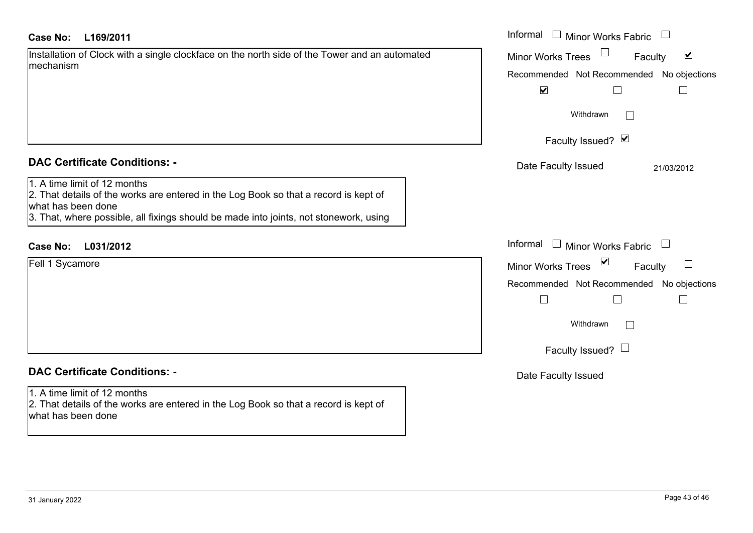**Case No: L169/2011**

Installation of Clock with a single clockface on the north side of the Tower and an automated mechanism

Informal ☐ Minor Works Fabric ☐

Minor Works Trees ☐ Faculty ☑

| Recommended | Not Recommended | No objections |
| --- | --- | --- |
| ☑ | ☐ | ☐ |

Withdrawn ☐

Faculty Issued? ☑

Date Faculty Issued 21/03/2012

**DAC Certificate Conditions: -**

1. A time limit of 12 months
2. That details of the works are entered in the Log Book so that a record is kept of what has been done
3. That, where possible, all fixings should be made into joints, not stonework, using

**Case No: L031/2012**

Fell 1 Sycamore

Informal ☐ Minor Works Fabric ☐

Minor Works Trees ☑ Faculty ☐

| Recommended | Not Recommended | No objections |
| --- | --- | --- |
| ☐ | ☐ | ☐ |

Withdrawn ☐

Faculty Issued? ☐

Date Faculty Issued

**DAC Certificate Conditions: -**

1. A time limit of 12 months
2. That details of the works are entered in the Log Book so that a record is kept of what has been done

31 January 2022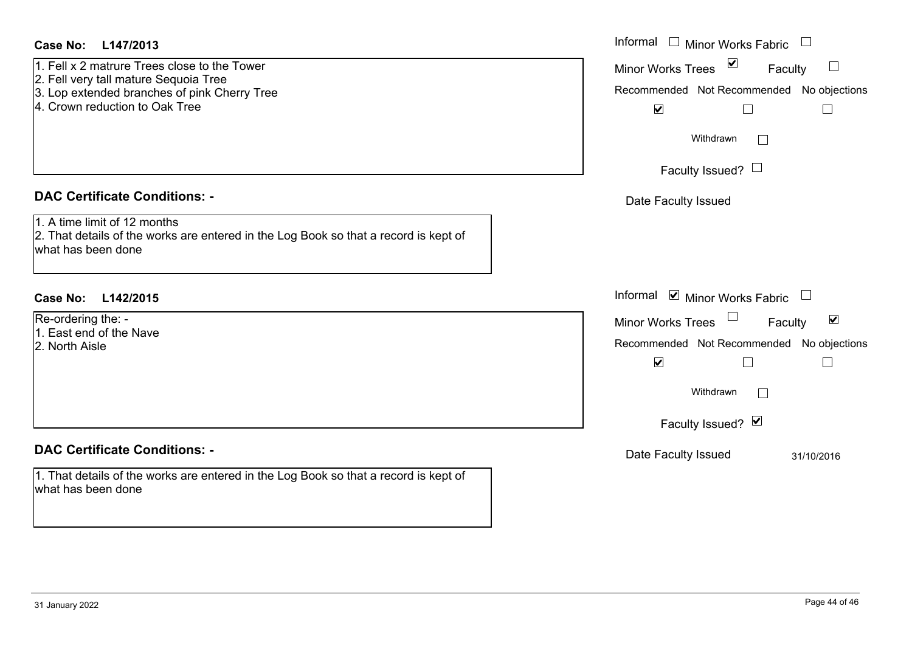**Case No: L147/2013**

1. Fell x 2 matrure Trees close to the Tower
2. Fell very tall mature Sequoia Tree
3. Lop extended branches of pink Cherry Tree
4. Crown reduction to Oak Tree

Informal ☐ Minor Works Fabric ☐

Minor Works Trees ☑ Faculty ☐

Recommended ☑ Not Recommended ☐ No objections ☐

Withdrawn ☐

Faculty Issued? ☐

Date Faculty Issued

**DAC Certificate Conditions: -**

1. A time limit of 12 months
2. That details of the works are entered in the Log Book so that a record is kept of what has been done

**Case No: L142/2015**

Re-ordering the: -
1. East end of the Nave
2. North Aisle

Informal ☑ Minor Works Fabric ☐

Minor Works Trees ☐ Faculty ☑

Recommended ☑ Not Recommended ☐ No objections ☐

Withdrawn ☐

Faculty Issued? ☑

Date Faculty Issued 31/10/2016

**DAC Certificate Conditions: -**

1. That details of the works are entered in the Log Book so that a record is kept of what has been done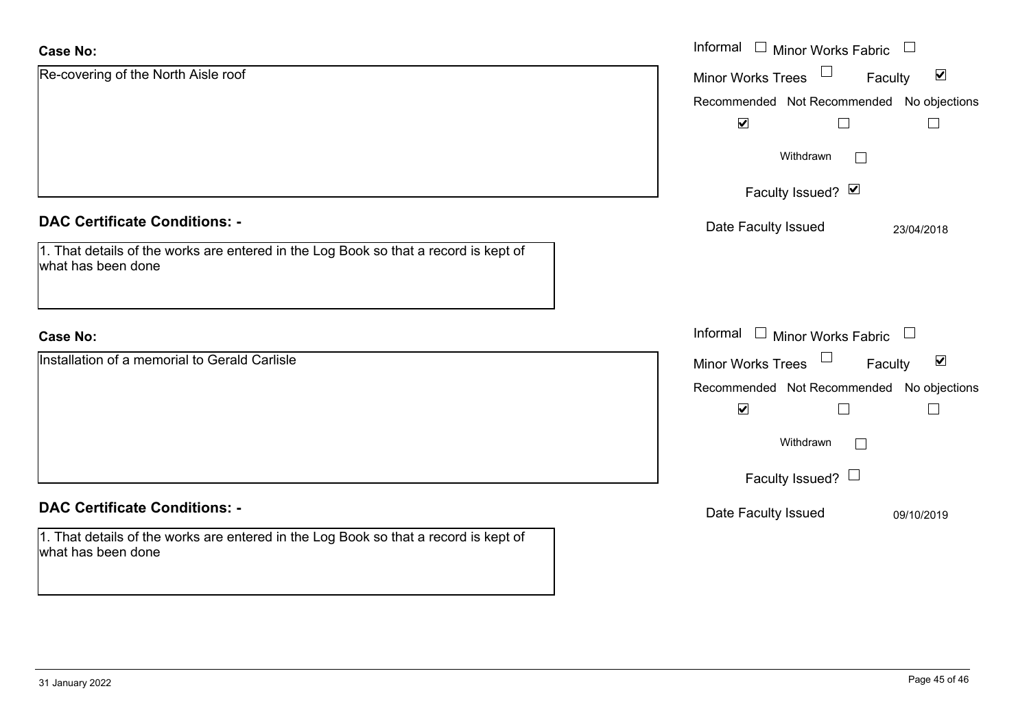**Case No:**

Re-covering of the North Aisle roof

Informal ☐ Minor Works Fabric ☐

Minor Works Trees ☐ Faculty ☑

Recommended ☑ Not Recommended ☐ No objections ☐

Withdrawn ☐

Faculty Issued? ☑

Date Faculty Issued 23/04/2018

**DAC Certificate Conditions: -**

1. That details of the works are entered in the Log Book so that a record is kept of what has been done

**Case No:**

Installation of a memorial to Gerald Carlisle

Informal ☐ Minor Works Fabric ☐

Minor Works Trees ☐ Faculty ☑

Recommended ☑ Not Recommended ☐ No objections ☐

Withdrawn ☐

Faculty Issued? ☐

Date Faculty Issued 09/10/2019

**DAC Certificate Conditions: -**

1. That details of the works are entered in the Log Book so that a record is kept of what has been done

31 January 2022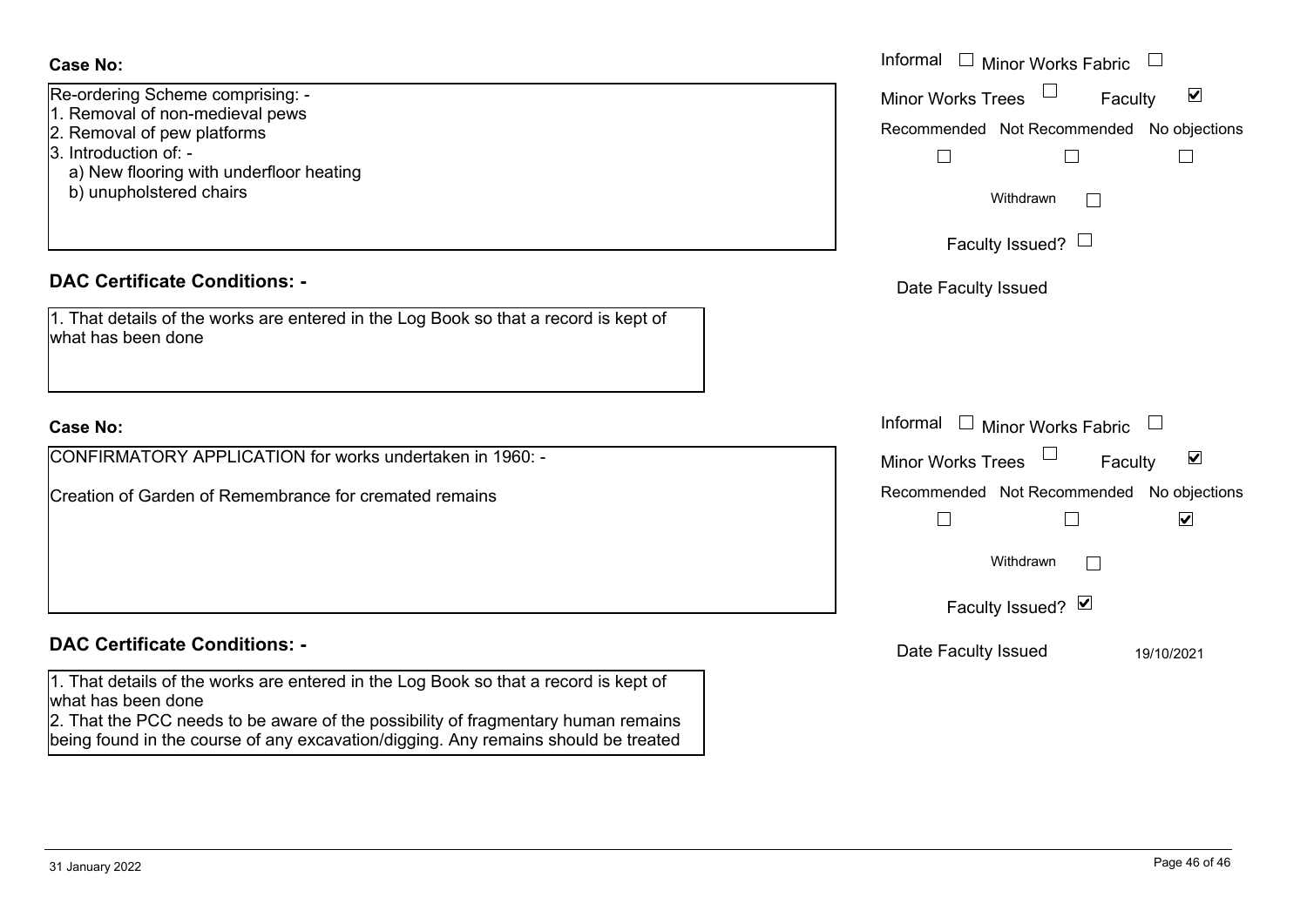**Case No:**

Re-ordering Scheme comprising: -
1. Removal of non-medieval pews
2. Removal of pew platforms
3. Introduction of: -
   a) New flooring with underfloor heating
   b) unupholstered chairs

Informal ☐ Minor Works Fabric ☐

Minor Works Trees ☐ Faculty ☑

Recommended ☐ Not Recommended ☐ No objections ☐

Withdrawn ☐

Faculty Issued? ☐

Date Faculty Issued

## DAC Certificate Conditions: -

1. That details of the works are entered in the Log Book so that a record is kept of what has been done

**Case No:**

CONFIRMATORY APPLICATION for works undertaken in 1960: -

Creation of Garden of Remembrance for cremated remains

Informal ☐ Minor Works Fabric ☐

Minor Works Trees ☐ Faculty ☑

Recommended ☐ Not Recommended ☐ No objections ☑

Withdrawn ☐

Faculty Issued? ☑

Date Faculty Issued 19/10/2021

## DAC Certificate Conditions: -

1. That details of the works are entered in the Log Book so that a record is kept of what has been done
2. That the PCC needs to be aware of the possibility of fragmentary human remains being found in the course of any excavation/digging. Any remains should be treated